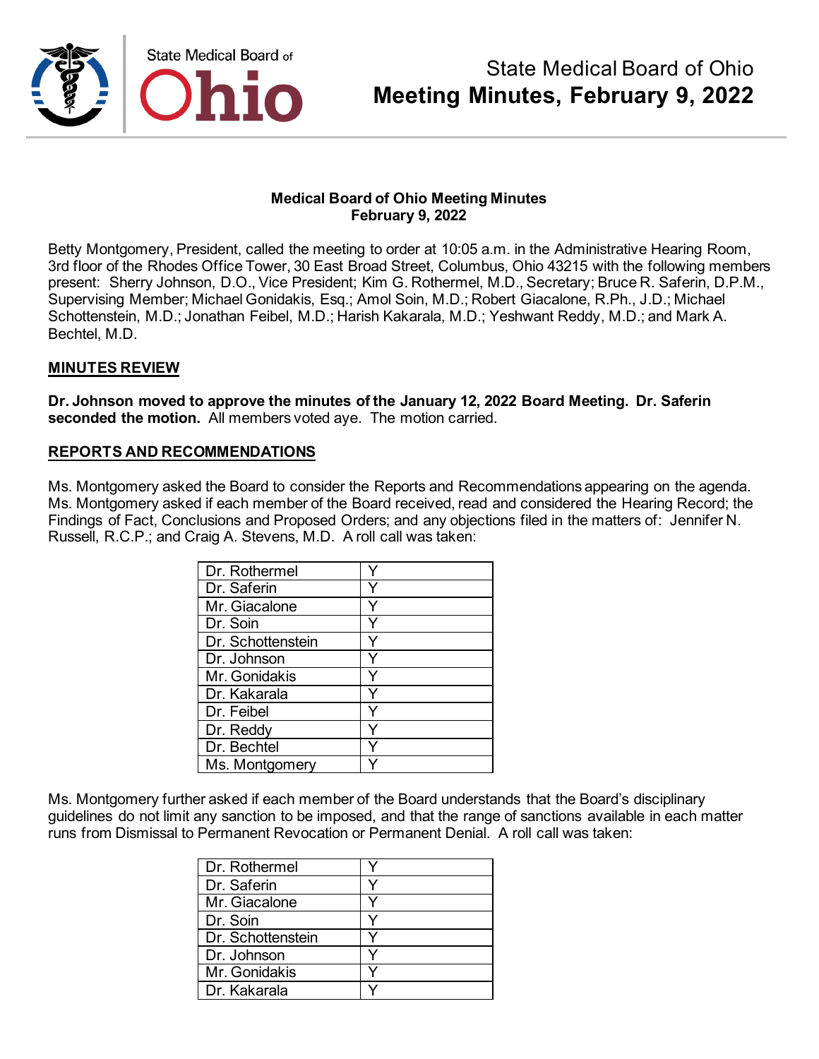# State Medical Board of Ohio
## Meeting Minutes, February 9, 2022

**Medical Board of Ohio Meeting Minutes**
**February 9, 2022**

Betty Montgomery, President, called the meeting to order at 10:05 a.m. in the Administrative Hearing Room, 3rd floor of the Rhodes Office Tower, 30 East Broad Street, Columbus, Ohio 43215 with the following members present: Sherry Johnson, D.O., Vice President; Kim G. Rothermel, M.D., Secretary; Bruce R. Saferin, D.P.M., Supervising Member; Michael Gonidakis, Esq.; Amol Soin, M.D.; Robert Giacalone, R.Ph., J.D.; Michael Schottenstein, M.D.; Jonathan Feibel, M.D.; Harish Kakarala, M.D.; Yeshwant Reddy, M.D.; and Mark A. Bechtel, M.D.

**MINUTES REVIEW**

**Dr. Johnson moved to approve the minutes of the January 12, 2022 Board Meeting. Dr. Saferin seconded the motion.** All members voted aye. The motion carried.

**REPORTS AND RECOMMENDATIONS**

Ms. Montgomery asked the Board to consider the Reports and Recommendations appearing on the agenda. Ms. Montgomery asked if each member of the Board received, read and considered the Hearing Record; the Findings of Fact, Conclusions and Proposed Orders; and any objections filed in the matters of: Jennifer N. Russell, R.C.P.; and Craig A. Stevens, M.D. A roll call was taken:

| | |
|---|---|
| Dr. Rothermel | Y |
| Dr. Saferin | Y |
| Mr. Giacalone | Y |
| Dr. Soin | Y |
| Dr. Schottenstein | Y |
| Dr. Johnson | Y |
| Mr. Gonidakis | Y |
| Dr. Kakarala | Y |
| Dr. Feibel | Y |
| Dr. Reddy | Y |
| Dr. Bechtel | Y |
| Ms. Montgomery | Y |

Ms. Montgomery further asked if each member of the Board understands that the Board's disciplinary guidelines do not limit any sanction to be imposed, and that the range of sanctions available in each matter runs from Dismissal to Permanent Revocation or Permanent Denial. A roll call was taken:

| | |
|---|---|
| Dr. Rothermel | Y |
| Dr. Saferin | Y |
| Mr. Giacalone | Y |
| Dr. Soin | Y |
| Dr. Schottenstein | Y |
| Dr. Johnson | Y |
| Mr. Gonidakis | Y |
| Dr. Kakarala | Y |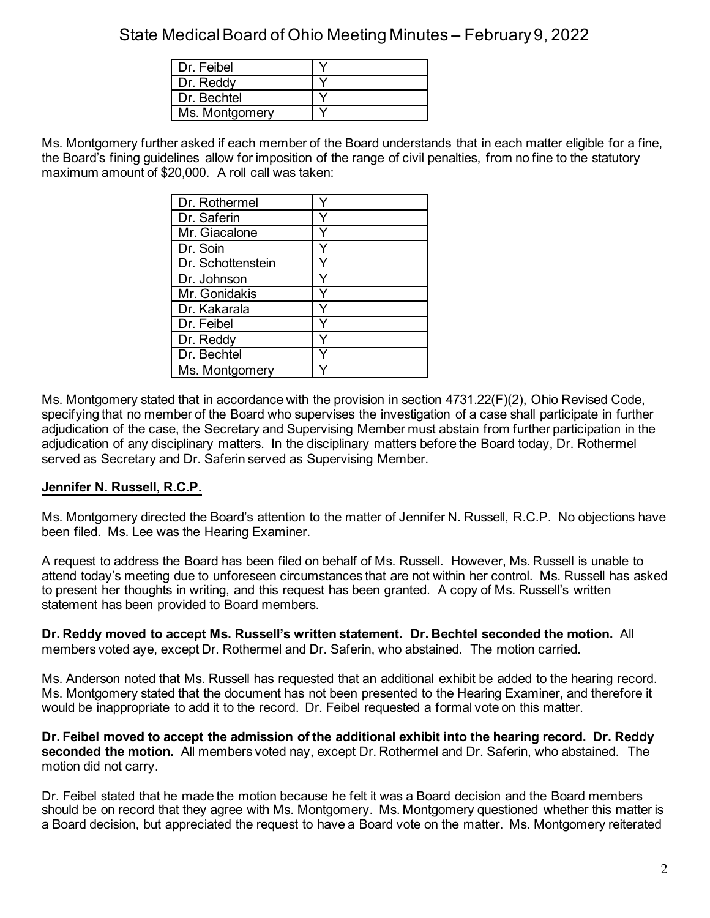| Dr. Feibel | Y |
|---|---|
| Dr. Reddy | Y |
| Dr. Bechtel | Y |
| Ms. Montgomery | Y |

Ms. Montgomery further asked if each member of the Board understands that in each matter eligible for a fine, the Board's fining guidelines allow for imposition of the range of civil penalties, from no fine to the statutory maximum amount of $20,000. A roll call was taken:

| Dr. Rothermel | Y |
|---|---|
| Dr. Saferin | Y |
| Mr. Giacalone | Y |
| Dr. Soin | Y |
| Dr. Schottenstein | Y |
| Dr. Johnson | Y |
| Mr. Gonidakis | Y |
| Dr. Kakarala | Y |
| Dr. Feibel | Y |
| Dr. Reddy | Y |
| Dr. Bechtel | Y |
| Ms. Montgomery | Y |

Ms. Montgomery stated that in accordance with the provision in section 4731.22(F)(2), Ohio Revised Code, specifying that no member of the Board who supervises the investigation of a case shall participate in further adjudication of the case, the Secretary and Supervising Member must abstain from further participation in the adjudication of any disciplinary matters. In the disciplinary matters before the Board today, Dr. Rothermel served as Secretary and Dr. Saferin served as Supervising Member.

## Jennifer N. Russell, R.C.P.

Ms. Montgomery directed the Board's attention to the matter of Jennifer N. Russell, R.C.P. No objections have been filed. Ms. Lee was the Hearing Examiner.

A request to address the Board has been filed on behalf of Ms. Russell. However, Ms. Russell is unable to attend today's meeting due to unforeseen circumstances that are not within her control. Ms. Russell has asked to present her thoughts in writing, and this request has been granted. A copy of Ms. Russell's written statement has been provided to Board members.

**Dr. Reddy moved to accept Ms. Russell's written statement. Dr. Bechtel seconded the motion.** All members voted aye, except Dr. Rothermel and Dr. Saferin, who abstained. The motion carried.

Ms. Anderson noted that Ms. Russell has requested that an additional exhibit be added to the hearing record. Ms. Montgomery stated that the document has not been presented to the Hearing Examiner, and therefore it would be inappropriate to add it to the record. Dr. Feibel requested a formal vote on this matter.

**Dr. Feibel moved to accept the admission of the additional exhibit into the hearing record. Dr. Reddy seconded the motion.** All members voted nay, except Dr. Rothermel and Dr. Saferin, who abstained. The motion did not carry.

Dr. Feibel stated that he made the motion because he felt it was a Board decision and the Board members should be on record that they agree with Ms. Montgomery. Ms. Montgomery questioned whether this matter is a Board decision, but appreciated the request to have a Board vote on the matter. Ms. Montgomery reiterated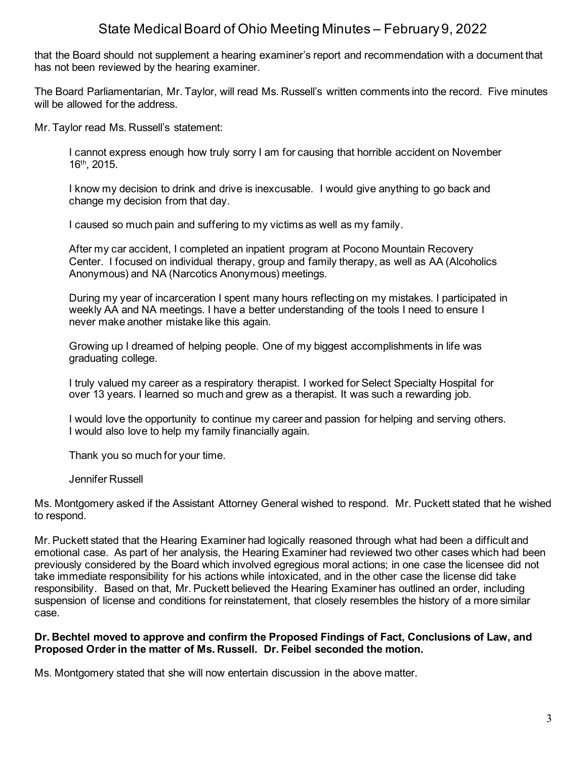that the Board should not supplement a hearing examiner's report and recommendation with a document that has not been reviewed by the hearing examiner.

The Board Parliamentarian, Mr. Taylor, will read Ms. Russell's written comments into the record. Five minutes will be allowed for the address.

Mr. Taylor read Ms. Russell's statement:

> I cannot express enough how truly sorry I am for causing that horrible accident on November 16th, 2015.
>
> I know my decision to drink and drive is inexcusable. I would give anything to go back and change my decision from that day.
>
> I caused so much pain and suffering to my victims as well as my family.
>
> After my car accident, I completed an inpatient program at Pocono Mountain Recovery Center. I focused on individual therapy, group and family therapy, as well as AA (Alcoholics Anonymous) and NA (Narcotics Anonymous) meetings.
>
> During my year of incarceration I spent many hours reflecting on my mistakes. I participated in weekly AA and NA meetings. I have a better understanding of the tools I need to ensure I never make another mistake like this again.
>
> Growing up I dreamed of helping people. One of my biggest accomplishments in life was graduating college.
>
> I truly valued my career as a respiratory therapist. I worked for Select Specialty Hospital for over 13 years. I learned so much and grew as a therapist. It was such a rewarding job.
>
> I would love the opportunity to continue my career and passion for helping and serving others. I would also love to help my family financially again.
>
> Thank you so much for your time.
>
> Jennifer Russell

Ms. Montgomery asked if the Assistant Attorney General wished to respond. Mr. Puckett stated that he wished to respond.

Mr. Puckett stated that the Hearing Examiner had logically reasoned through what had been a difficult and emotional case. As part of her analysis, the Hearing Examiner had reviewed two other cases which had been previously considered by the Board which involved egregious moral actions; in one case the licensee did not take immediate responsibility for his actions while intoxicated, and in the other case the license did take responsibility. Based on that, Mr. Puckett believed the Hearing Examiner has outlined an order, including suspension of license and conditions for reinstatement, that closely resembles the history of a more similar case.

**Dr. Bechtel moved to approve and confirm the Proposed Findings of Fact, Conclusions of Law, and Proposed Order in the matter of Ms. Russell. Dr. Feibel seconded the motion.**

Ms. Montgomery stated that she will now entertain discussion in the above matter.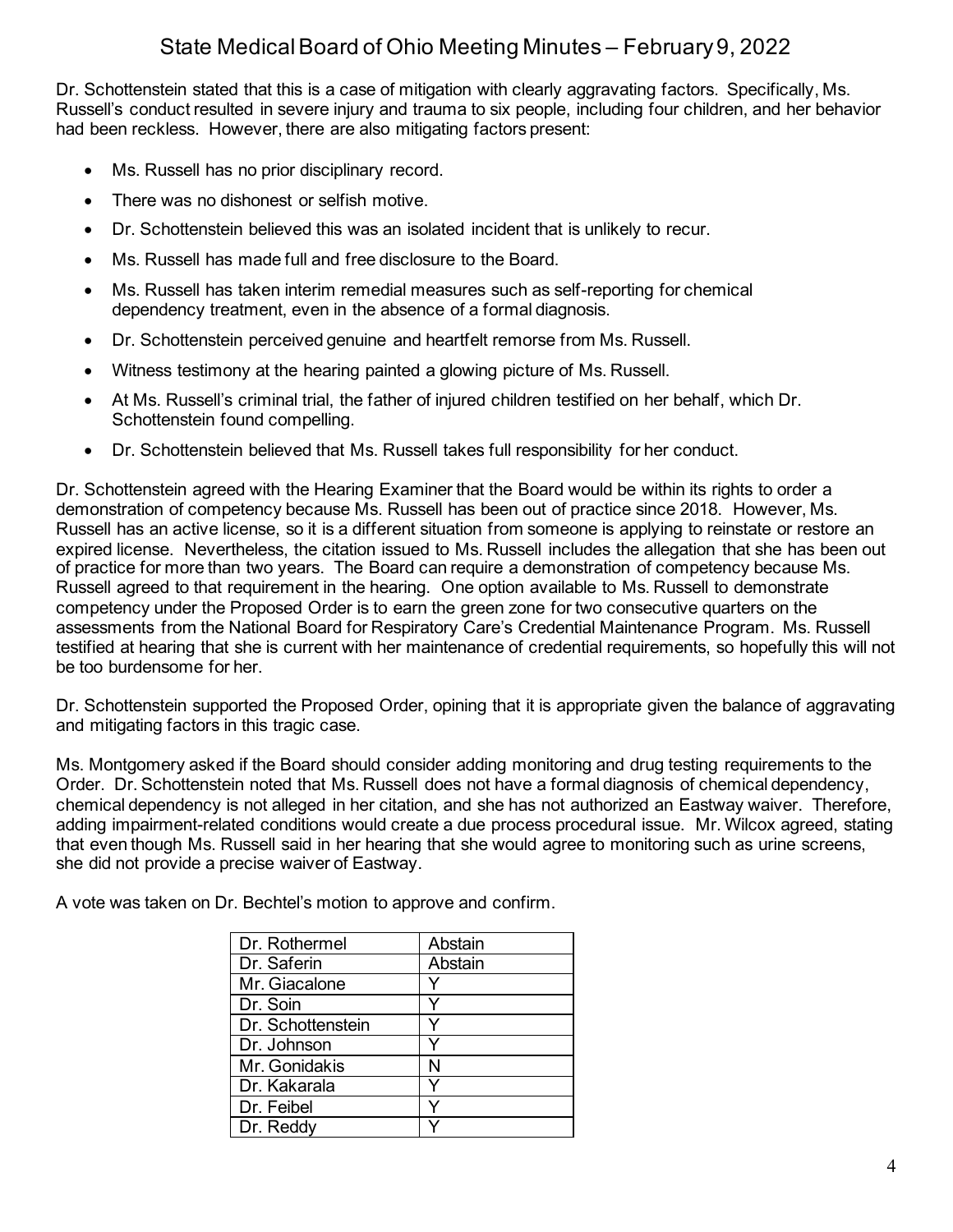Dr. Schottenstein stated that this is a case of mitigation with clearly aggravating factors. Specifically, Ms. Russell's conduct resulted in severe injury and trauma to six people, including four children, and her behavior had been reckless. However, there are also mitigating factors present:

- Ms. Russell has no prior disciplinary record.
- There was no dishonest or selfish motive.
- Dr. Schottenstein believed this was an isolated incident that is unlikely to recur.
- Ms. Russell has made full and free disclosure to the Board.
- Ms. Russell has taken interim remedial measures such as self-reporting for chemical dependency treatment, even in the absence of a formal diagnosis.
- Dr. Schottenstein perceived genuine and heartfelt remorse from Ms. Russell.
- Witness testimony at the hearing painted a glowing picture of Ms. Russell.
- At Ms. Russell's criminal trial, the father of injured children testified on her behalf, which Dr. Schottenstein found compelling.
- Dr. Schottenstein believed that Ms. Russell takes full responsibility for her conduct.

Dr. Schottenstein agreed with the Hearing Examiner that the Board would be within its rights to order a demonstration of competency because Ms. Russell has been out of practice since 2018. However, Ms. Russell has an active license, so it is a different situation from someone is applying to reinstate or restore an expired license. Nevertheless, the citation issued to Ms. Russell includes the allegation that she has been out of practice for more than two years. The Board can require a demonstration of competency because Ms. Russell agreed to that requirement in the hearing. One option available to Ms. Russell to demonstrate competency under the Proposed Order is to earn the green zone for two consecutive quarters on the assessments from the National Board for Respiratory Care's Credential Maintenance Program. Ms. Russell testified at hearing that she is current with her maintenance of credential requirements, so hopefully this will not be too burdensome for her.

Dr. Schottenstein supported the Proposed Order, opining that it is appropriate given the balance of aggravating and mitigating factors in this tragic case.

Ms. Montgomery asked if the Board should consider adding monitoring and drug testing requirements to the Order. Dr. Schottenstein noted that Ms. Russell does not have a formal diagnosis of chemical dependency, chemical dependency is not alleged in her citation, and she has not authorized an Eastway waiver. Therefore, adding impairment-related conditions would create a due process procedural issue. Mr. Wilcox agreed, stating that even though Ms. Russell said in her hearing that she would agree to monitoring such as urine screens, she did not provide a precise waiver of Eastway.

A vote was taken on Dr. Bechtel's motion to approve and confirm.

| | |
|---|---|
| Dr. Rothermel | Abstain |
| Dr. Saferin | Abstain |
| Mr. Giacalone | Y |
| Dr. Soin | Y |
| Dr. Schottenstein | Y |
| Dr. Johnson | Y |
| Mr. Gonidakis | N |
| Dr. Kakarala | Y |
| Dr. Feibel | Y |
| Dr. Reddy | Y |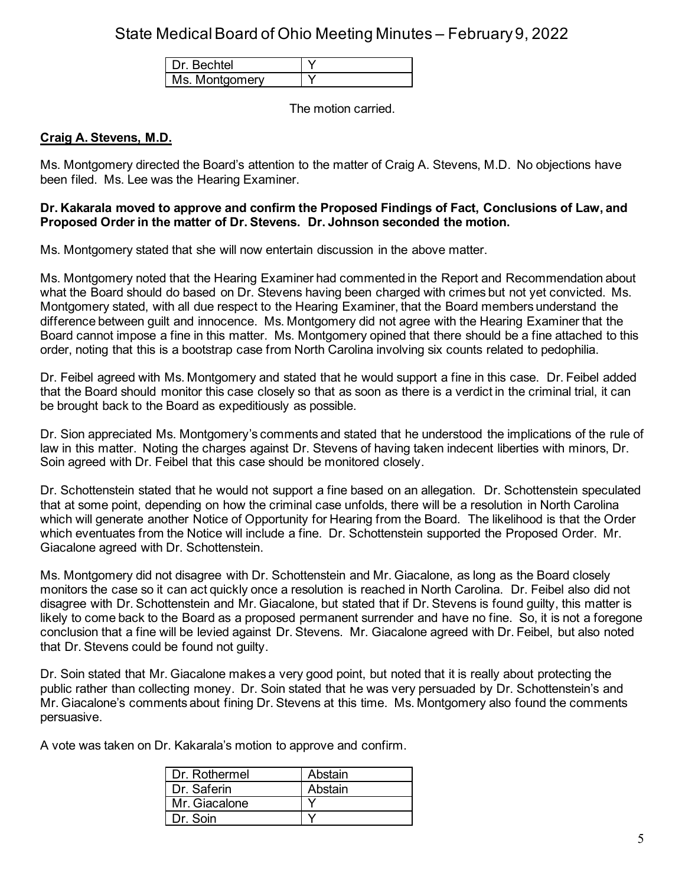| | |
|---|---|
| Dr. Bechtel | Y |
| Ms. Montgomery | Y |

The motion carried.

**Craig A. Stevens, M.D.**

Ms. Montgomery directed the Board's attention to the matter of Craig A. Stevens, M.D. No objections have been filed. Ms. Lee was the Hearing Examiner.

**Dr. Kakarala moved to approve and confirm the Proposed Findings of Fact, Conclusions of Law, and Proposed Order in the matter of Dr. Stevens. Dr. Johnson seconded the motion.**

Ms. Montgomery stated that she will now entertain discussion in the above matter.

Ms. Montgomery noted that the Hearing Examiner had commented in the Report and Recommendation about what the Board should do based on Dr. Stevens having been charged with crimes but not yet convicted. Ms. Montgomery stated, with all due respect to the Hearing Examiner, that the Board members understand the difference between guilt and innocence. Ms. Montgomery did not agree with the Hearing Examiner that the Board cannot impose a fine in this matter. Ms. Montgomery opined that there should be a fine attached to this order, noting that this is a bootstrap case from North Carolina involving six counts related to pedophilia.

Dr. Feibel agreed with Ms. Montgomery and stated that he would support a fine in this case. Dr. Feibel added that the Board should monitor this case closely so that as soon as there is a verdict in the criminal trial, it can be brought back to the Board as expeditiously as possible.

Dr. Sion appreciated Ms. Montgomery's comments and stated that he understood the implications of the rule of law in this matter. Noting the charges against Dr. Stevens of having taken indecent liberties with minors, Dr. Soin agreed with Dr. Feibel that this case should be monitored closely.

Dr. Schottenstein stated that he would not support a fine based on an allegation. Dr. Schottenstein speculated that at some point, depending on how the criminal case unfolds, there will be a resolution in North Carolina which will generate another Notice of Opportunity for Hearing from the Board. The likelihood is that the Order which eventuates from the Notice will include a fine. Dr. Schottenstein supported the Proposed Order. Mr. Giacalone agreed with Dr. Schottenstein.

Ms. Montgomery did not disagree with Dr. Schottenstein and Mr. Giacalone, as long as the Board closely monitors the case so it can act quickly once a resolution is reached in North Carolina. Dr. Feibel also did not disagree with Dr. Schottenstein and Mr. Giacalone, but stated that if Dr. Stevens is found guilty, this matter is likely to come back to the Board as a proposed permanent surrender and have no fine. So, it is not a foregone conclusion that a fine will be levied against Dr. Stevens. Mr. Giacalone agreed with Dr. Feibel, but also noted that Dr. Stevens could be found not guilty.

Dr. Soin stated that Mr. Giacalone makes a very good point, but noted that it is really about protecting the public rather than collecting money. Dr. Soin stated that he was very persuaded by Dr. Schottenstein's and Mr. Giacalone's comments about fining Dr. Stevens at this time. Ms. Montgomery also found the comments persuasive.

A vote was taken on Dr. Kakarala's motion to approve and confirm.

| | |
|---|---|
| Dr. Rothermel | Abstain |
| Dr. Saferin | Abstain |
| Mr. Giacalone | Y |
| Dr. Soin | Y |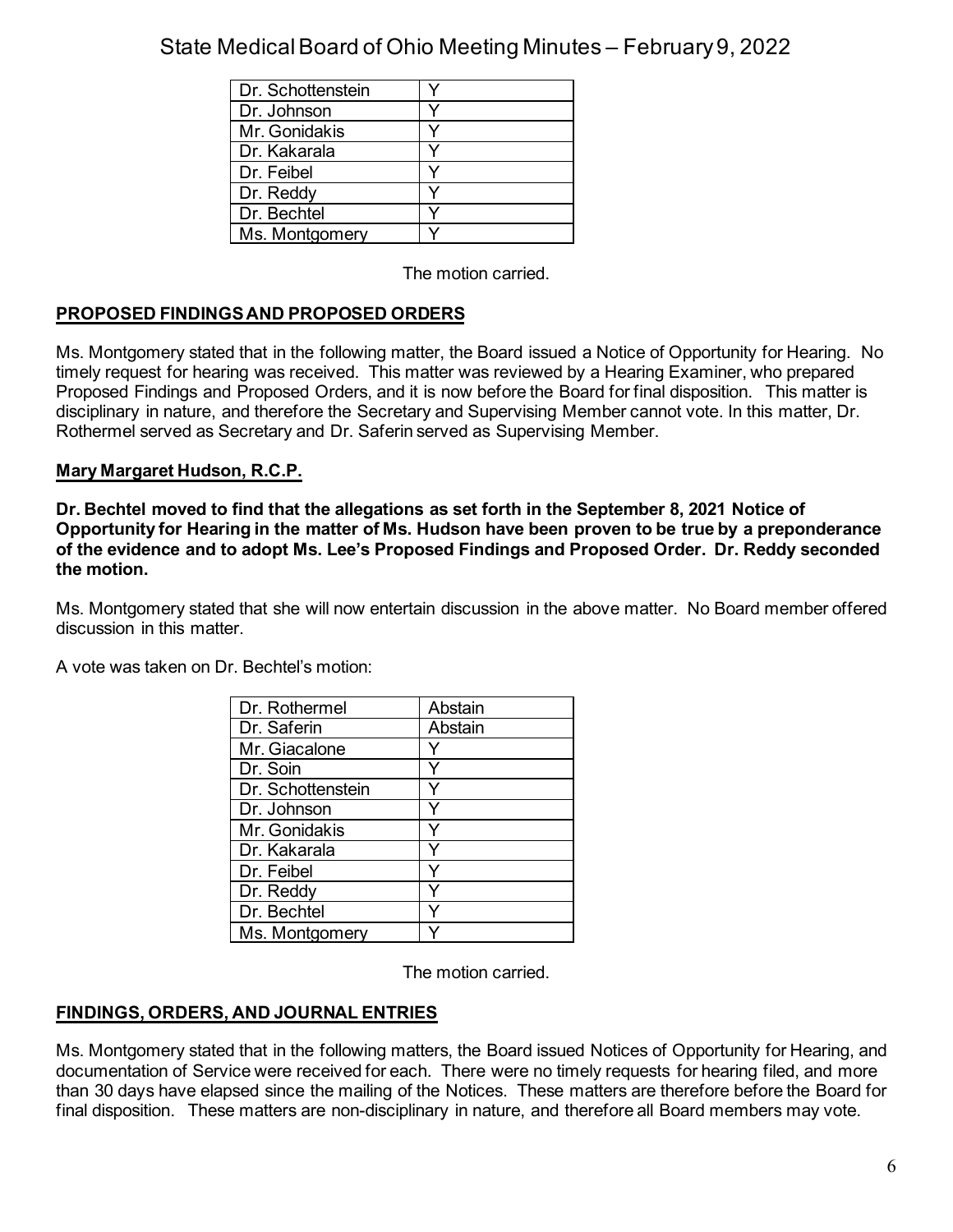| | |
|---|---|
| Dr. Schottenstein | Y |
| Dr. Johnson | Y |
| Mr. Gonidakis | Y |
| Dr. Kakarala | Y |
| Dr. Feibel | Y |
| Dr. Reddy | Y |
| Dr. Bechtel | Y |
| Ms. Montgomery | Y |

The motion carried.

**PROPOSED FINDINGS AND PROPOSED ORDERS**

Ms. Montgomery stated that in the following matter, the Board issued a Notice of Opportunity for Hearing. No timely request for hearing was received. This matter was reviewed by a Hearing Examiner, who prepared Proposed Findings and Proposed Orders, and it is now before the Board for final disposition. This matter is disciplinary in nature, and therefore the Secretary and Supervising Member cannot vote. In this matter, Dr. Rothermel served as Secretary and Dr. Saferin served as Supervising Member.

**Mary Margaret Hudson, R.C.P.**

**Dr. Bechtel moved to find that the allegations as set forth in the September 8, 2021 Notice of Opportunity for Hearing in the matter of Ms. Hudson have been proven to be true by a preponderance of the evidence and to adopt Ms. Lee's Proposed Findings and Proposed Order. Dr. Reddy seconded the motion.**

Ms. Montgomery stated that she will now entertain discussion in the above matter. No Board member offered discussion in this matter.

A vote was taken on Dr. Bechtel's motion:

| | |
|---|---|
| Dr. Rothermel | Abstain |
| Dr. Saferin | Abstain |
| Mr. Giacalone | Y |
| Dr. Soin | Y |
| Dr. Schottenstein | Y |
| Dr. Johnson | Y |
| Mr. Gonidakis | Y |
| Dr. Kakarala | Y |
| Dr. Feibel | Y |
| Dr. Reddy | Y |
| Dr. Bechtel | Y |
| Ms. Montgomery | Y |

The motion carried.

**FINDINGS, ORDERS, AND JOURNAL ENTRIES**

Ms. Montgomery stated that in the following matters, the Board issued Notices of Opportunity for Hearing, and documentation of Service were received for each. There were no timely requests for hearing filed, and more than 30 days have elapsed since the mailing of the Notices. These matters are therefore before the Board for final disposition. These matters are non-disciplinary in nature, and therefore all Board members may vote.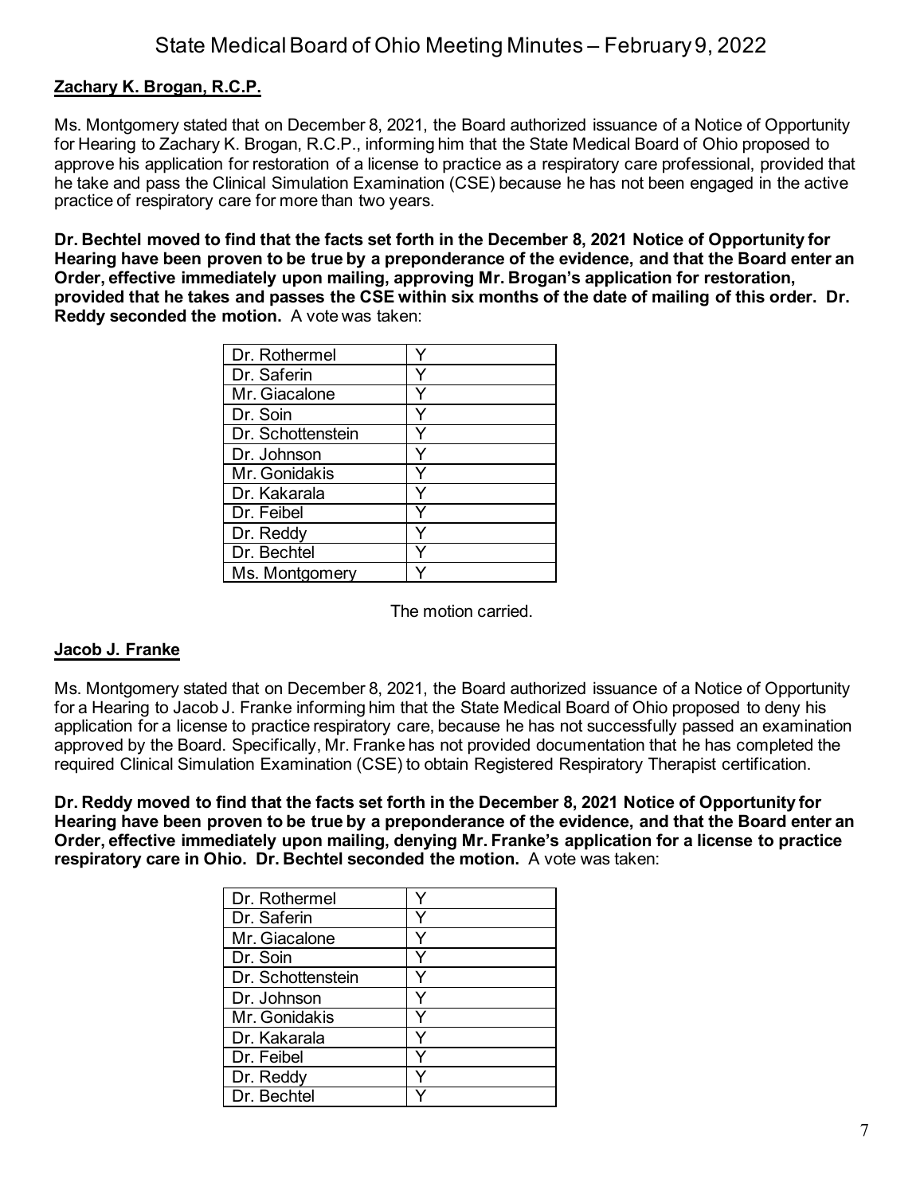**Zachary K. Brogan, R.C.P.**

Ms. Montgomery stated that on December 8, 2021, the Board authorized issuance of a Notice of Opportunity for Hearing to Zachary K. Brogan, R.C.P., informing him that the State Medical Board of Ohio proposed to approve his application for restoration of a license to practice as a respiratory care professional, provided that he take and pass the Clinical Simulation Examination (CSE) because he has not been engaged in the active practice of respiratory care for more than two years.

**Dr. Bechtel moved to find that the facts set forth in the December 8, 2021 Notice of Opportunity for Hearing have been proven to be true by a preponderance of the evidence, and that the Board enter an Order, effective immediately upon mailing, approving Mr. Brogan's application for restoration, provided that he takes and passes the CSE within six months of the date of mailing of this order. Dr. Reddy seconded the motion.** A vote was taken:

| | |
|---|---|
| Dr. Rothermel | Y |
| Dr. Saferin | Y |
| Mr. Giacalone | Y |
| Dr. Soin | Y |
| Dr. Schottenstein | Y |
| Dr. Johnson | Y |
| Mr. Gonidakis | Y |
| Dr. Kakarala | Y |
| Dr. Feibel | Y |
| Dr. Reddy | Y |
| Dr. Bechtel | Y |
| Ms. Montgomery | Y |

The motion carried.

**Jacob J. Franke**

Ms. Montgomery stated that on December 8, 2021, the Board authorized issuance of a Notice of Opportunity for a Hearing to Jacob J. Franke informing him that the State Medical Board of Ohio proposed to deny his application for a license to practice respiratory care, because he has not successfully passed an examination approved by the Board. Specifically, Mr. Franke has not provided documentation that he has completed the required Clinical Simulation Examination (CSE) to obtain Registered Respiratory Therapist certification.

**Dr. Reddy moved to find that the facts set forth in the December 8, 2021 Notice of Opportunity for Hearing have been proven to be true by a preponderance of the evidence, and that the Board enter an Order, effective immediately upon mailing, denying Mr. Franke's application for a license to practice respiratory care in Ohio. Dr. Bechtel seconded the motion.** A vote was taken:

| | |
|---|---|
| Dr. Rothermel | Y |
| Dr. Saferin | Y |
| Mr. Giacalone | Y |
| Dr. Soin | Y |
| Dr. Schottenstein | Y |
| Dr. Johnson | Y |
| Mr. Gonidakis | Y |
| Dr. Kakarala | Y |
| Dr. Feibel | Y |
| Dr. Reddy | Y |
| Dr. Bechtel | Y |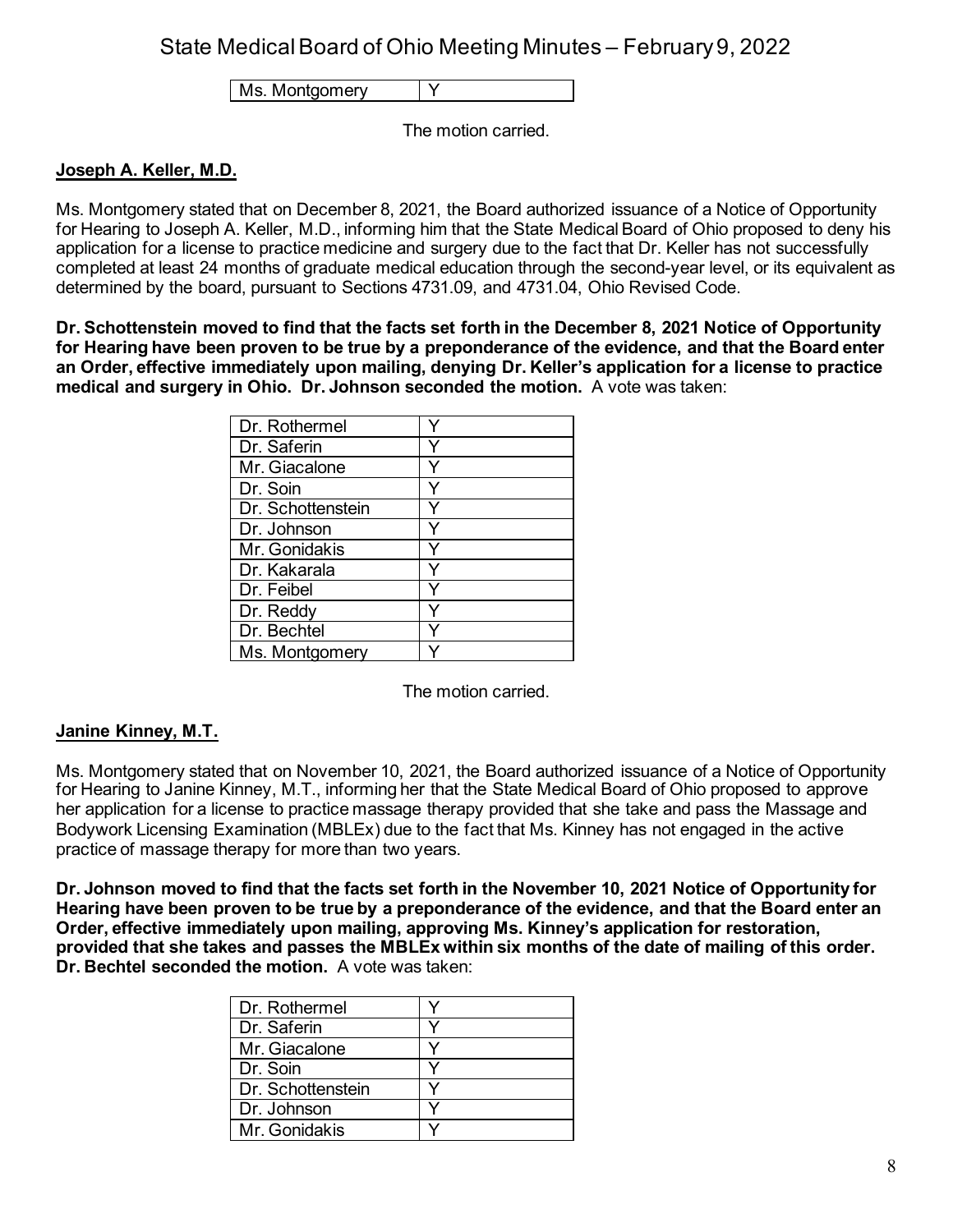| Ms. Montgomery | Y |
|---|---|

The motion carried.

**Joseph A. Keller, M.D.**

Ms. Montgomery stated that on December 8, 2021, the Board authorized issuance of a Notice of Opportunity for Hearing to Joseph A. Keller, M.D., informing him that the State Medical Board of Ohio proposed to deny his application for a license to practice medicine and surgery due to the fact that Dr. Keller has not successfully completed at least 24 months of graduate medical education through the second-year level, or its equivalent as determined by the board, pursuant to Sections 4731.09, and 4731.04, Ohio Revised Code.

**Dr. Schottenstein moved to find that the facts set forth in the December 8, 2021 Notice of Opportunity for Hearing have been proven to be true by a preponderance of the evidence, and that the Board enter an Order, effective immediately upon mailing, denying Dr. Keller's application for a license to practice medical and surgery in Ohio. Dr. Johnson seconded the motion.** A vote was taken:

| Dr. Rothermel | Y |
|---|---|
| Dr. Saferin | Y |
| Mr. Giacalone | Y |
| Dr. Soin | Y |
| Dr. Schottenstein | Y |
| Dr. Johnson | Y |
| Mr. Gonidakis | Y |
| Dr. Kakarala | Y |
| Dr. Feibel | Y |
| Dr. Reddy | Y |
| Dr. Bechtel | Y |
| Ms. Montgomery | Y |

The motion carried.

**Janine Kinney, M.T.**

Ms. Montgomery stated that on November 10, 2021, the Board authorized issuance of a Notice of Opportunity for Hearing to Janine Kinney, M.T., informing her that the State Medical Board of Ohio proposed to approve her application for a license to practice massage therapy provided that she take and pass the Massage and Bodywork Licensing Examination (MBLEx) due to the fact that Ms. Kinney has not engaged in the active practice of massage therapy for more than two years.

**Dr. Johnson moved to find that the facts set forth in the November 10, 2021 Notice of Opportunity for Hearing have been proven to be true by a preponderance of the evidence, and that the Board enter an Order, effective immediately upon mailing, approving Ms. Kinney's application for restoration, provided that she takes and passes the MBLEx within six months of the date of mailing of this order. Dr. Bechtel seconded the motion.** A vote was taken:

| Dr. Rothermel | Y |
|---|---|
| Dr. Saferin | Y |
| Mr. Giacalone | Y |
| Dr. Soin | Y |
| Dr. Schottenstein | Y |
| Dr. Johnson | Y |
| Mr. Gonidakis | Y |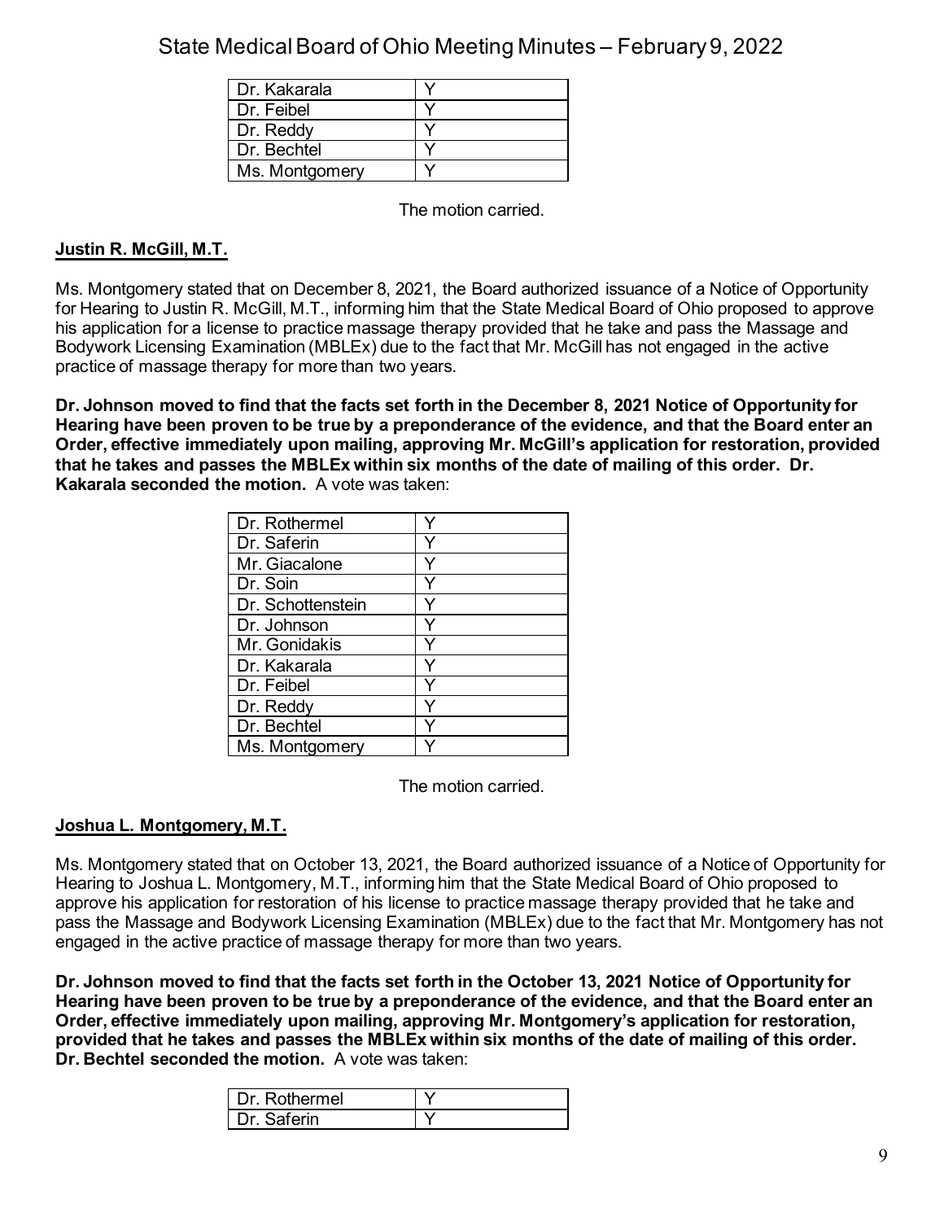| | |
|---|---|
| Dr. Kakarala | Y |
| Dr. Feibel | Y |
| Dr. Reddy | Y |
| Dr. Bechtel | Y |
| Ms. Montgomery | Y |

The motion carried.

**Justin R. McGill, M.T.**

Ms. Montgomery stated that on December 8, 2021, the Board authorized issuance of a Notice of Opportunity for Hearing to Justin R. McGill, M.T., informing him that the State Medical Board of Ohio proposed to approve his application for a license to practice massage therapy provided that he take and pass the Massage and Bodywork Licensing Examination (MBLEx) due to the fact that Mr. McGill has not engaged in the active practice of massage therapy for more than two years.

**Dr. Johnson moved to find that the facts set forth in the December 8, 2021 Notice of Opportunity for Hearing have been proven to be true by a preponderance of the evidence, and that the Board enter an Order, effective immediately upon mailing, approving Mr. McGill's application for restoration, provided that he takes and passes the MBLEx within six months of the date of mailing of this order. Dr. Kakarala seconded the motion.** A vote was taken:

| | |
|---|---|
| Dr. Rothermel | Y |
| Dr. Saferin | Y |
| Mr. Giacalone | Y |
| Dr. Soin | Y |
| Dr. Schottenstein | Y |
| Dr. Johnson | Y |
| Mr. Gonidakis | Y |
| Dr. Kakarala | Y |
| Dr. Feibel | Y |
| Dr. Reddy | Y |
| Dr. Bechtel | Y |
| Ms. Montgomery | Y |

The motion carried.

**Joshua L. Montgomery, M.T.**

Ms. Montgomery stated that on October 13, 2021, the Board authorized issuance of a Notice of Opportunity for Hearing to Joshua L. Montgomery, M.T., informing him that the State Medical Board of Ohio proposed to approve his application for restoration of his license to practice massage therapy provided that he take and pass the Massage and Bodywork Licensing Examination (MBLEx) due to the fact that Mr. Montgomery has not engaged in the active practice of massage therapy for more than two years.

**Dr. Johnson moved to find that the facts set forth in the October 13, 2021 Notice of Opportunity for Hearing have been proven to be true by a preponderance of the evidence, and that the Board enter an Order, effective immediately upon mailing, approving Mr. Montgomery's application for restoration, provided that he takes and passes the MBLEx within six months of the date of mailing of this order. Dr. Bechtel seconded the motion.** A vote was taken:

| | |
|---|---|
| Dr. Rothermel | Y |
| Dr. Saferin | Y |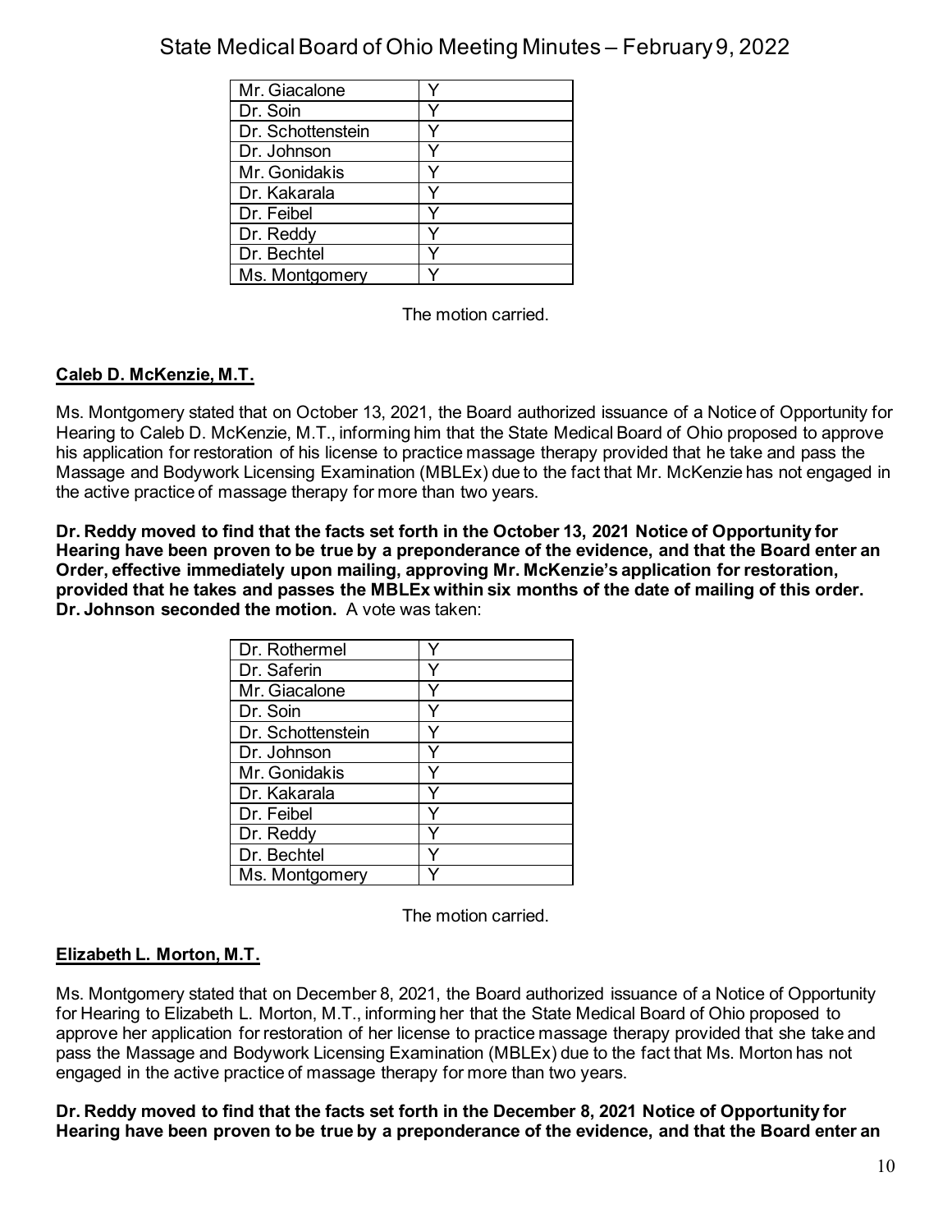| | |
|---|---|
| Mr. Giacalone | Y |
| Dr. Soin | Y |
| Dr. Schottenstein | Y |
| Dr. Johnson | Y |
| Mr. Gonidakis | Y |
| Dr. Kakarala | Y |
| Dr. Feibel | Y |
| Dr. Reddy | Y |
| Dr. Bechtel | Y |
| Ms. Montgomery | Y |

The motion carried.

**Caleb D. McKenzie, M.T.**

Ms. Montgomery stated that on October 13, 2021, the Board authorized issuance of a Notice of Opportunity for Hearing to Caleb D. McKenzie, M.T., informing him that the State Medical Board of Ohio proposed to approve his application for restoration of his license to practice massage therapy provided that he take and pass the Massage and Bodywork Licensing Examination (MBLEx) due to the fact that Mr. McKenzie has not engaged in the active practice of massage therapy for more than two years.

**Dr. Reddy moved to find that the facts set forth in the October 13, 2021 Notice of Opportunity for Hearing have been proven to be true by a preponderance of the evidence, and that the Board enter an Order, effective immediately upon mailing, approving Mr. McKenzie's application for restoration, provided that he takes and passes the MBLEx within six months of the date of mailing of this order. Dr. Johnson seconded the motion.** A vote was taken:

| | |
|---|---|
| Dr. Rothermel | Y |
| Dr. Saferin | Y |
| Mr. Giacalone | Y |
| Dr. Soin | Y |
| Dr. Schottenstein | Y |
| Dr. Johnson | Y |
| Mr. Gonidakis | Y |
| Dr. Kakarala | Y |
| Dr. Feibel | Y |
| Dr. Reddy | Y |
| Dr. Bechtel | Y |
| Ms. Montgomery | Y |

The motion carried.

**Elizabeth L. Morton, M.T.**

Ms. Montgomery stated that on December 8, 2021, the Board authorized issuance of a Notice of Opportunity for Hearing to Elizabeth L. Morton, M.T., informing her that the State Medical Board of Ohio proposed to approve her application for restoration of her license to practice massage therapy provided that she take and pass the Massage and Bodywork Licensing Examination (MBLEx) due to the fact that Ms. Morton has not engaged in the active practice of massage therapy for more than two years.

**Dr. Reddy moved to find that the facts set forth in the December 8, 2021 Notice of Opportunity for Hearing have been proven to be true by a preponderance of the evidence, and that the Board enter an**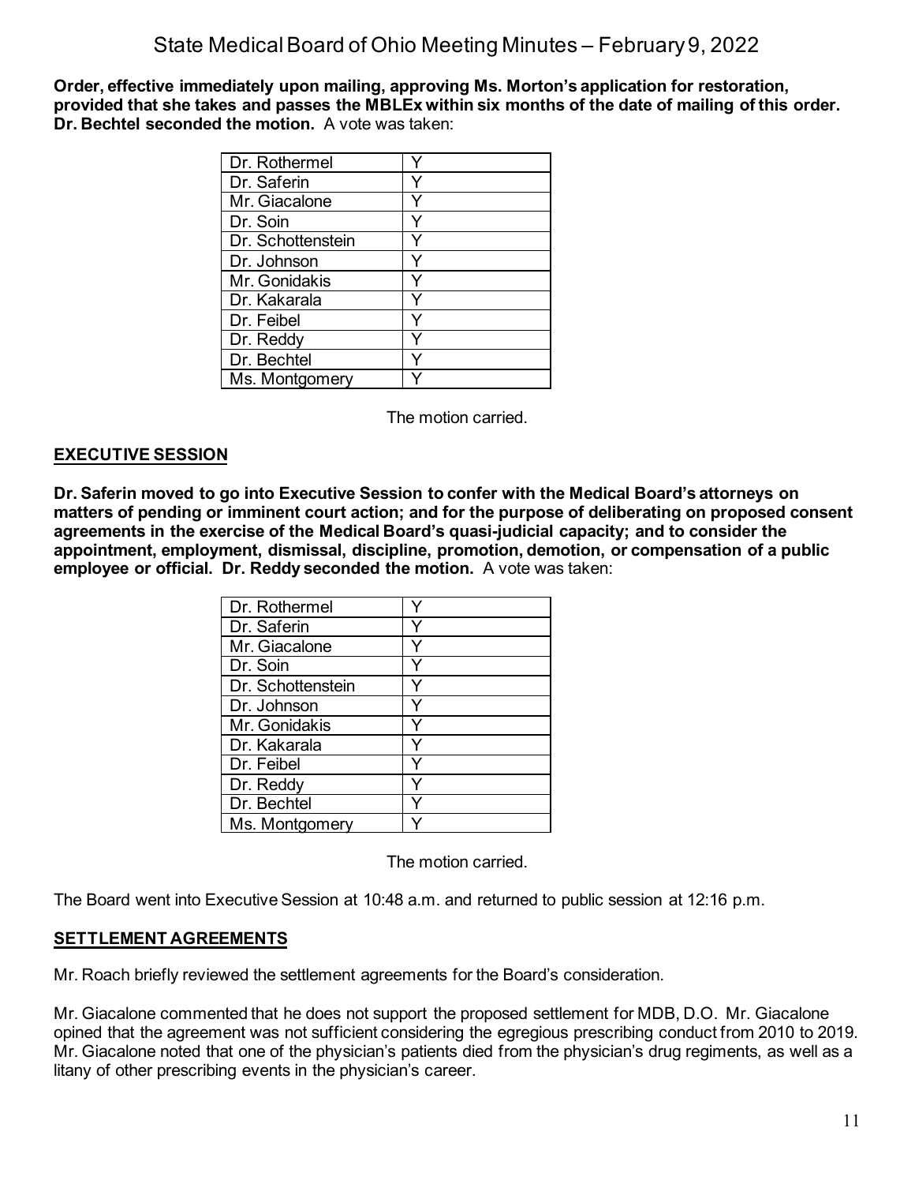**Order, effective immediately upon mailing, approving Ms. Morton's application for restoration, provided that she takes and passes the MBLEx within six months of the date of mailing of this order. Dr. Bechtel seconded the motion.** A vote was taken:

| | |
|---|---|
| Dr. Rothermel | Y |
| Dr. Saferin | Y |
| Mr. Giacalone | Y |
| Dr. Soin | Y |
| Dr. Schottenstein | Y |
| Dr. Johnson | Y |
| Mr. Gonidakis | Y |
| Dr. Kakarala | Y |
| Dr. Feibel | Y |
| Dr. Reddy | Y |
| Dr. Bechtel | Y |
| Ms. Montgomery | Y |

The motion carried.

## EXECUTIVE SESSION

**Dr. Saferin moved to go into Executive Session to confer with the Medical Board's attorneys on matters of pending or imminent court action; and for the purpose of deliberating on proposed consent agreements in the exercise of the Medical Board's quasi-judicial capacity; and to consider the appointment, employment, dismissal, discipline, promotion, demotion, or compensation of a public employee or official. Dr. Reddy seconded the motion.** A vote was taken:

| | |
|---|---|
| Dr. Rothermel | Y |
| Dr. Saferin | Y |
| Mr. Giacalone | Y |
| Dr. Soin | Y |
| Dr. Schottenstein | Y |
| Dr. Johnson | Y |
| Mr. Gonidakis | Y |
| Dr. Kakarala | Y |
| Dr. Feibel | Y |
| Dr. Reddy | Y |
| Dr. Bechtel | Y |
| Ms. Montgomery | Y |

The motion carried.

The Board went into Executive Session at 10:48 a.m. and returned to public session at 12:16 p.m.

## SETTLEMENT AGREEMENTS

Mr. Roach briefly reviewed the settlement agreements for the Board's consideration.

Mr. Giacalone commented that he does not support the proposed settlement for MDB, D.O. Mr. Giacalone opined that the agreement was not sufficient considering the egregious prescribing conduct from 2010 to 2019. Mr. Giacalone noted that one of the physician's patients died from the physician's drug regiments, as well as a litany of other prescribing events in the physician's career.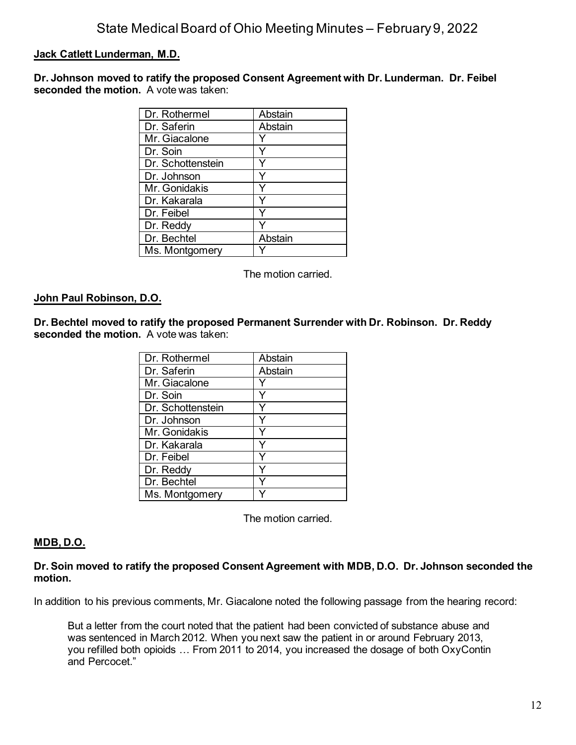**Jack Catlett Lunderman, M.D.**

**Dr. Johnson moved to ratify the proposed Consent Agreement with Dr. Lunderman. Dr. Feibel seconded the motion.** A vote was taken:

| | |
|---|---|
| Dr. Rothermel | Abstain |
| Dr. Saferin | Abstain |
| Mr. Giacalone | Y |
| Dr. Soin | Y |
| Dr. Schottenstein | Y |
| Dr. Johnson | Y |
| Mr. Gonidakis | Y |
| Dr. Kakarala | Y |
| Dr. Feibel | Y |
| Dr. Reddy | Y |
| Dr. Bechtel | Abstain |
| Ms. Montgomery | Y |

The motion carried.

**John Paul Robinson, D.O.**

**Dr. Bechtel moved to ratify the proposed Permanent Surrender with Dr. Robinson. Dr. Reddy seconded the motion.** A vote was taken:

| | |
|---|---|
| Dr. Rothermel | Abstain |
| Dr. Saferin | Abstain |
| Mr. Giacalone | Y |
| Dr. Soin | Y |
| Dr. Schottenstein | Y |
| Dr. Johnson | Y |
| Mr. Gonidakis | Y |
| Dr. Kakarala | Y |
| Dr. Feibel | Y |
| Dr. Reddy | Y |
| Dr. Bechtel | Y |
| Ms. Montgomery | Y |

The motion carried.

**MDB, D.O.**

**Dr. Soin moved to ratify the proposed Consent Agreement with MDB, D.O. Dr. Johnson seconded the motion.**

In addition to his previous comments, Mr. Giacalone noted the following passage from the hearing record:

> But a letter from the court noted that the patient had been convicted of substance abuse and was sentenced in March 2012. When you next saw the patient in or around February 2013, you refilled both opioids … From 2011 to 2014, you increased the dosage of both OxyContin and Percocet."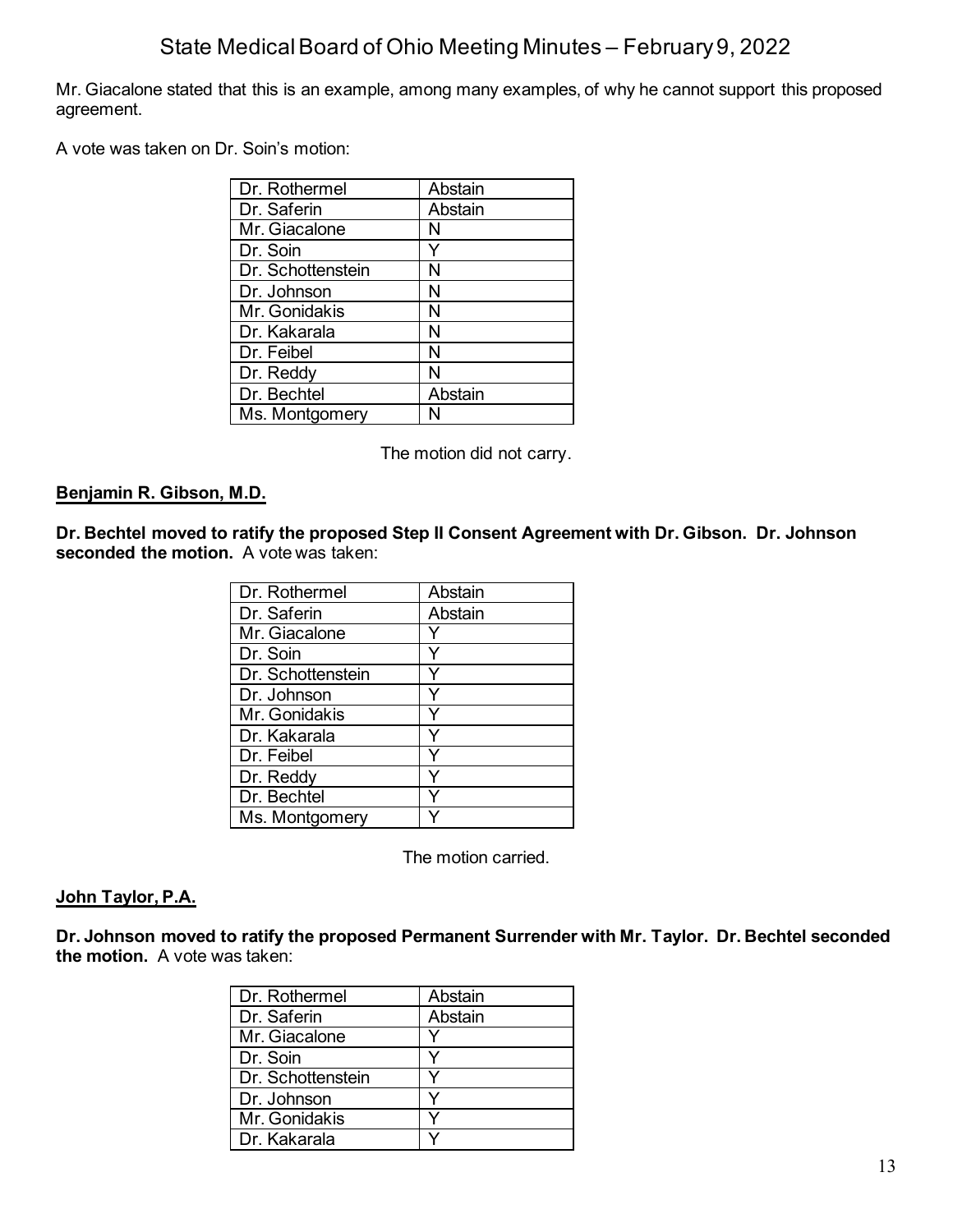Mr. Giacalone stated that this is an example, among many examples, of why he cannot support this proposed agreement.

A vote was taken on Dr. Soin's motion:

| | |
|---|---|
| Dr. Rothermel | Abstain |
| Dr. Saferin | Abstain |
| Mr. Giacalone | N |
| Dr. Soin | Y |
| Dr. Schottenstein | N |
| Dr. Johnson | N |
| Mr. Gonidakis | N |
| Dr. Kakarala | N |
| Dr. Feibel | N |
| Dr. Reddy | N |
| Dr. Bechtel | Abstain |
| Ms. Montgomery | N |

The motion did not carry.

**Benjamin R. Gibson, M.D.**

**Dr. Bechtel moved to ratify the proposed Step II Consent Agreement with Dr. Gibson. Dr. Johnson seconded the motion.** A vote was taken:

| | |
|---|---|
| Dr. Rothermel | Abstain |
| Dr. Saferin | Abstain |
| Mr. Giacalone | Y |
| Dr. Soin | Y |
| Dr. Schottenstein | Y |
| Dr. Johnson | Y |
| Mr. Gonidakis | Y |
| Dr. Kakarala | Y |
| Dr. Feibel | Y |
| Dr. Reddy | Y |
| Dr. Bechtel | Y |
| Ms. Montgomery | Y |

The motion carried.

**John Taylor, P.A.**

**Dr. Johnson moved to ratify the proposed Permanent Surrender with Mr. Taylor. Dr. Bechtel seconded the motion.** A vote was taken:

| | |
|---|---|
| Dr. Rothermel | Abstain |
| Dr. Saferin | Abstain |
| Mr. Giacalone | Y |
| Dr. Soin | Y |
| Dr. Schottenstein | Y |
| Dr. Johnson | Y |
| Mr. Gonidakis | Y |
| Dr. Kakarala | Y |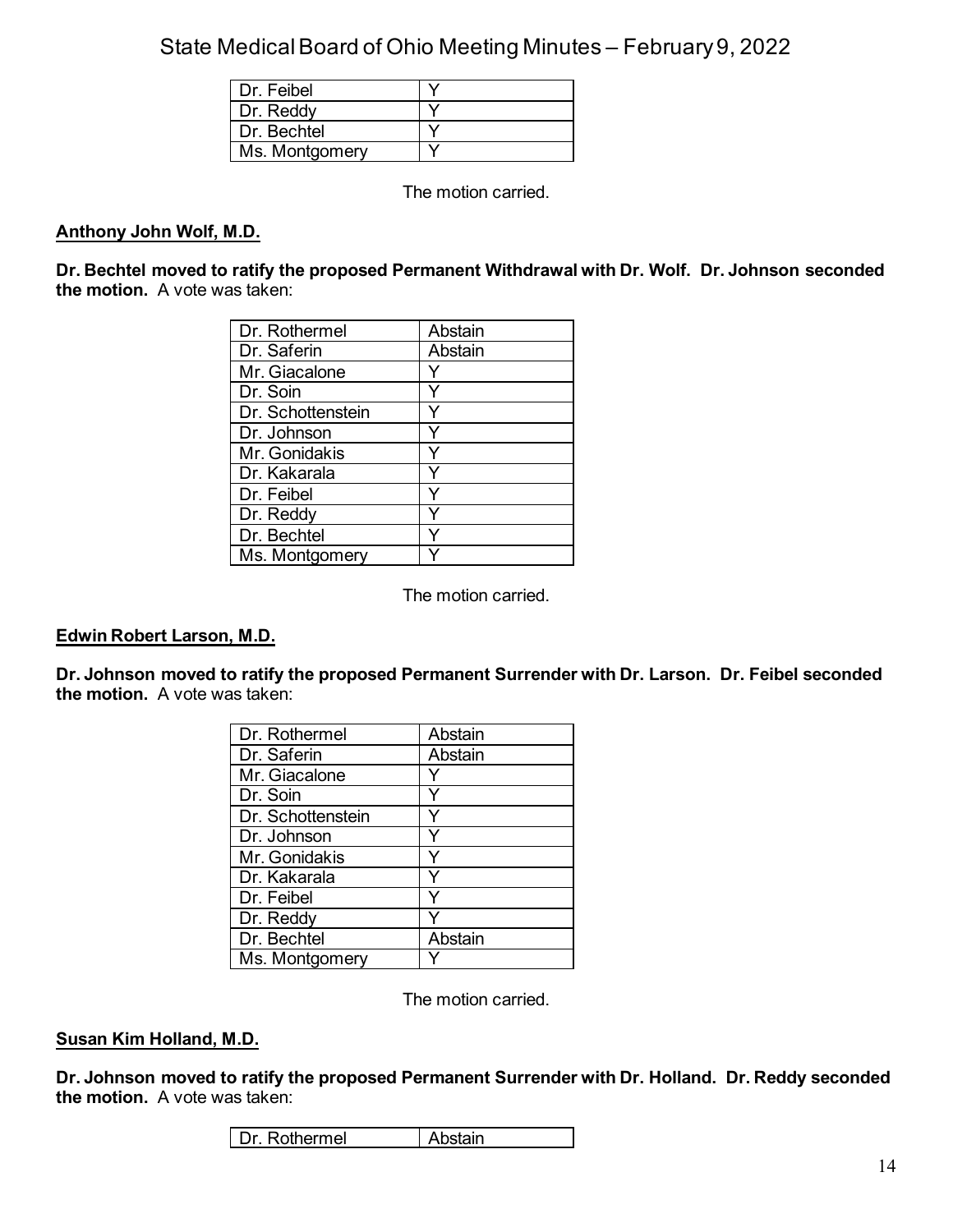| | |
|---|---|
| Dr. Feibel | Y |
| Dr. Reddy | Y |
| Dr. Bechtel | Y |
| Ms. Montgomery | Y |

The motion carried.

**Anthony John Wolf, M.D.**

**Dr. Bechtel moved to ratify the proposed Permanent Withdrawal with Dr. Wolf. Dr. Johnson seconded the motion.** A vote was taken:

| | |
|---|---|
| Dr. Rothermel | Abstain |
| Dr. Saferin | Abstain |
| Mr. Giacalone | Y |
| Dr. Soin | Y |
| Dr. Schottenstein | Y |
| Dr. Johnson | Y |
| Mr. Gonidakis | Y |
| Dr. Kakarala | Y |
| Dr. Feibel | Y |
| Dr. Reddy | Y |
| Dr. Bechtel | Y |
| Ms. Montgomery | Y |

The motion carried.

**Edwin Robert Larson, M.D.**

**Dr. Johnson moved to ratify the proposed Permanent Surrender with Dr. Larson. Dr. Feibel seconded the motion.** A vote was taken:

| | |
|---|---|
| Dr. Rothermel | Abstain |
| Dr. Saferin | Abstain |
| Mr. Giacalone | Y |
| Dr. Soin | Y |
| Dr. Schottenstein | Y |
| Dr. Johnson | Y |
| Mr. Gonidakis | Y |
| Dr. Kakarala | Y |
| Dr. Feibel | Y |
| Dr. Reddy | Y |
| Dr. Bechtel | Abstain |
| Ms. Montgomery | Y |

The motion carried.

**Susan Kim Holland, M.D.**

**Dr. Johnson moved to ratify the proposed Permanent Surrender with Dr. Holland. Dr. Reddy seconded the motion.** A vote was taken:

| | |
|---|---|
| Dr. Rothermel | Abstain |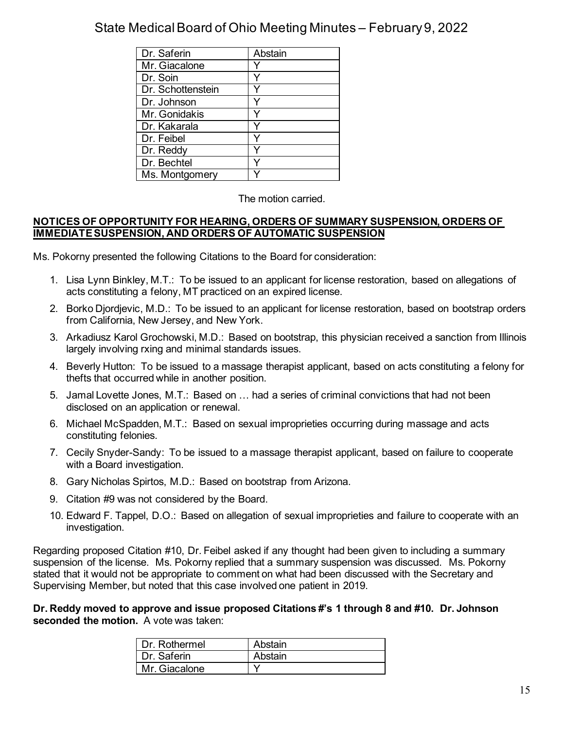| Dr. Saferin | Abstain |
|---|---|
| Mr. Giacalone | Y |
| Dr. Soin | Y |
| Dr. Schottenstein | Y |
| Dr. Johnson | Y |
| Mr. Gonidakis | Y |
| Dr. Kakarala | Y |
| Dr. Feibel | Y |
| Dr. Reddy | Y |
| Dr. Bechtel | Y |
| Ms. Montgomery | Y |

The motion carried.

**NOTICES OF OPPORTUNITY FOR HEARING, ORDERS OF SUMMARY SUSPENSION, ORDERS OF IMMEDIATE SUSPENSION, AND ORDERS OF AUTOMATIC SUSPENSION**

Ms. Pokorny presented the following Citations to the Board for consideration:

1. Lisa Lynn Binkley, M.T.: To be issued to an applicant for license restoration, based on allegations of acts constituting a felony, MT practiced on an expired license.
2. Borko Djordjevic, M.D.: To be issued to an applicant for license restoration, based on bootstrap orders from California, New Jersey, and New York.
3. Arkadiusz Karol Grochowski, M.D.: Based on bootstrap, this physician received a sanction from Illinois largely involving rxing and minimal standards issues.
4. Beverly Hutton: To be issued to a massage therapist applicant, based on acts constituting a felony for thefts that occurred while in another position.
5. Jamal Lovette Jones, M.T.: Based on … had a series of criminal convictions that had not been disclosed on an application or renewal.
6. Michael McSpadden, M.T.: Based on sexual improprieties occurring during massage and acts constituting felonies.
7. Cecily Snyder-Sandy: To be issued to a massage therapist applicant, based on failure to cooperate with a Board investigation.
8. Gary Nicholas Spirtos, M.D.: Based on bootstrap from Arizona.
9. Citation #9 was not considered by the Board.
10. Edward F. Tappel, D.O.: Based on allegation of sexual improprieties and failure to cooperate with an investigation.

Regarding proposed Citation #10, Dr. Feibel asked if any thought had been given to including a summary suspension of the license. Ms. Pokorny replied that a summary suspension was discussed. Ms. Pokorny stated that it would not be appropriate to comment on what had been discussed with the Secretary and Supervising Member, but noted that this case involved one patient in 2019.

**Dr. Reddy moved to approve and issue proposed Citations #'s 1 through 8 and #10. Dr. Johnson seconded the motion.** A vote was taken:

| Dr. Rothermel | Abstain |
|---|---|
| Dr. Saferin | Abstain |
| Mr. Giacalone | Y |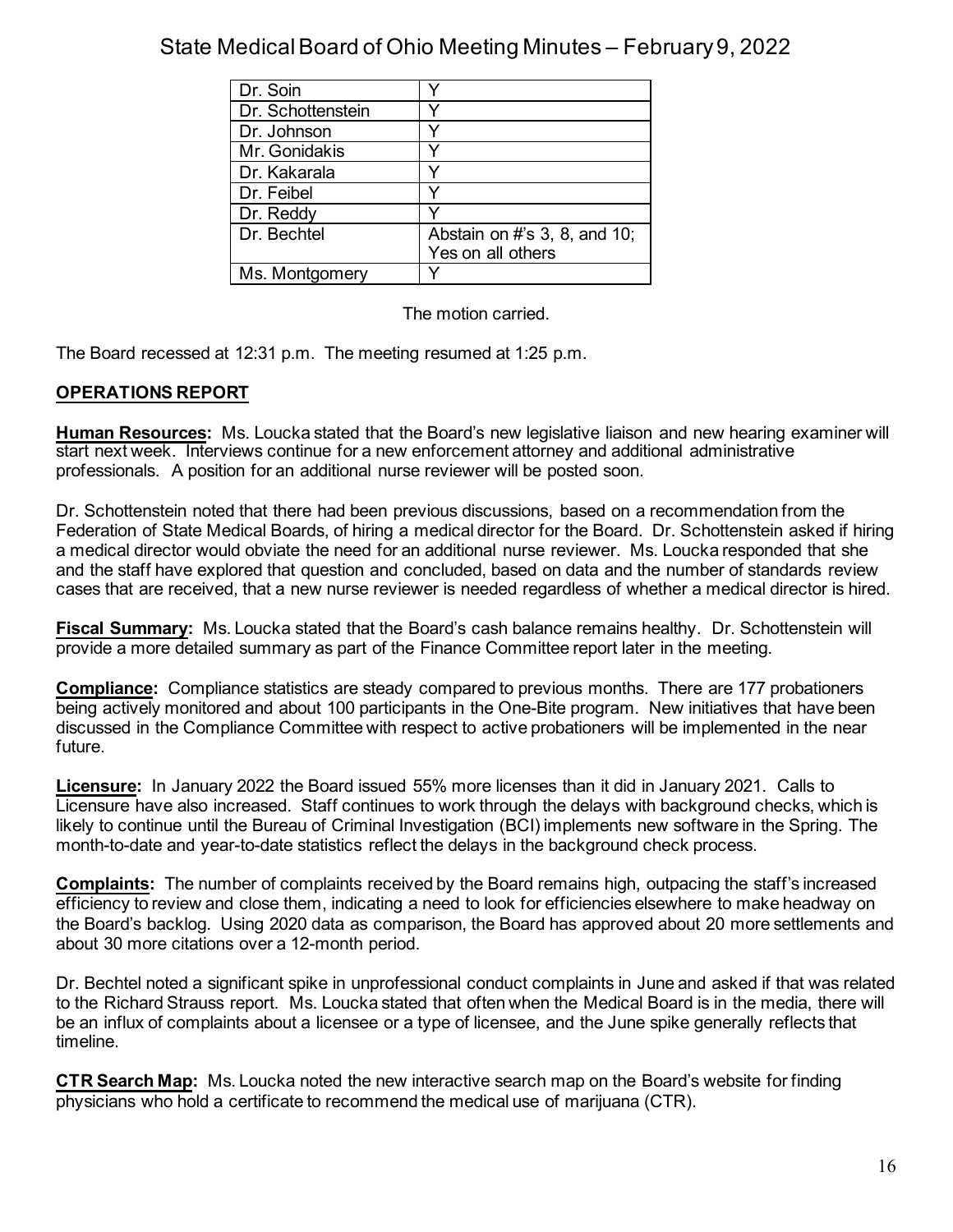| | |
|---|---|
| Dr. Soin | Y |
| Dr. Schottenstein | Y |
| Dr. Johnson | Y |
| Mr. Gonidakis | Y |
| Dr. Kakarala | Y |
| Dr. Feibel | Y |
| Dr. Reddy | Y |
| Dr. Bechtel | Abstain on #'s 3, 8, and 10; Yes on all others |
| Ms. Montgomery | Y |

The motion carried.

The Board recessed at 12:31 p.m. The meeting resumed at 1:25 p.m.

## OPERATIONS REPORT

**Human Resources:** Ms. Loucka stated that the Board's new legislative liaison and new hearing examiner will start next week. Interviews continue for a new enforcement attorney and additional administrative professionals. A position for an additional nurse reviewer will be posted soon.

Dr. Schottenstein noted that there had been previous discussions, based on a recommendation from the Federation of State Medical Boards, of hiring a medical director for the Board. Dr. Schottenstein asked if hiring a medical director would obviate the need for an additional nurse reviewer. Ms. Loucka responded that she and the staff have explored that question and concluded, based on data and the number of standards review cases that are received, that a new nurse reviewer is needed regardless of whether a medical director is hired.

**Fiscal Summary:** Ms. Loucka stated that the Board's cash balance remains healthy. Dr. Schottenstein will provide a more detailed summary as part of the Finance Committee report later in the meeting.

**Compliance:** Compliance statistics are steady compared to previous months. There are 177 probationers being actively monitored and about 100 participants in the One-Bite program. New initiatives that have been discussed in the Compliance Committee with respect to active probationers will be implemented in the near future.

**Licensure:** In January 2022 the Board issued 55% more licenses than it did in January 2021. Calls to Licensure have also increased. Staff continues to work through the delays with background checks, which is likely to continue until the Bureau of Criminal Investigation (BCI) implements new software in the Spring. The month-to-date and year-to-date statistics reflect the delays in the background check process.

**Complaints:** The number of complaints received by the Board remains high, outpacing the staff's increased efficiency to review and close them, indicating a need to look for efficiencies elsewhere to make headway on the Board's backlog. Using 2020 data as comparison, the Board has approved about 20 more settlements and about 30 more citations over a 12-month period.

Dr. Bechtel noted a significant spike in unprofessional conduct complaints in June and asked if that was related to the Richard Strauss report. Ms. Loucka stated that often when the Medical Board is in the media, there will be an influx of complaints about a licensee or a type of licensee, and the June spike generally reflects that timeline.

**CTR Search Map:** Ms. Loucka noted the new interactive search map on the Board's website for finding physicians who hold a certificate to recommend the medical use of marijuana (CTR).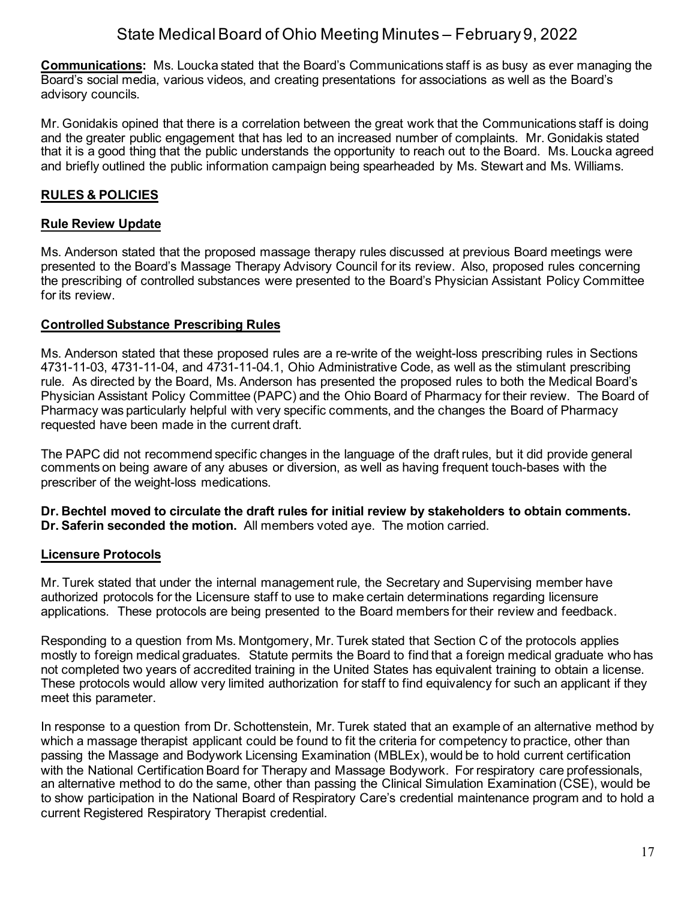**Communications:** Ms. Loucka stated that the Board's Communications staff is as busy as ever managing the Board's social media, various videos, and creating presentations for associations as well as the Board's advisory councils.

Mr. Gonidakis opined that there is a correlation between the great work that the Communications staff is doing and the greater public engagement that has led to an increased number of complaints. Mr. Gonidakis stated that it is a good thing that the public understands the opportunity to reach out to the Board. Ms. Loucka agreed and briefly outlined the public information campaign being spearheaded by Ms. Stewart and Ms. Williams.

## RULES & POLICIES

### Rule Review Update

Ms. Anderson stated that the proposed massage therapy rules discussed at previous Board meetings were presented to the Board's Massage Therapy Advisory Council for its review. Also, proposed rules concerning the prescribing of controlled substances were presented to the Board's Physician Assistant Policy Committee for its review.

### Controlled Substance Prescribing Rules

Ms. Anderson stated that these proposed rules are a re-write of the weight-loss prescribing rules in Sections 4731-11-03, 4731-11-04, and 4731-11-04.1, Ohio Administrative Code, as well as the stimulant prescribing rule. As directed by the Board, Ms. Anderson has presented the proposed rules to both the Medical Board's Physician Assistant Policy Committee (PAPC) and the Ohio Board of Pharmacy for their review. The Board of Pharmacy was particularly helpful with very specific comments, and the changes the Board of Pharmacy requested have been made in the current draft.

The PAPC did not recommend specific changes in the language of the draft rules, but it did provide general comments on being aware of any abuses or diversion, as well as having frequent touch-bases with the prescriber of the weight-loss medications.

**Dr. Bechtel moved to circulate the draft rules for initial review by stakeholders to obtain comments. Dr. Saferin seconded the motion.** All members voted aye. The motion carried.

### Licensure Protocols

Mr. Turek stated that under the internal management rule, the Secretary and Supervising member have authorized protocols for the Licensure staff to use to make certain determinations regarding licensure applications. These protocols are being presented to the Board members for their review and feedback.

Responding to a question from Ms. Montgomery, Mr. Turek stated that Section C of the protocols applies mostly to foreign medical graduates. Statute permits the Board to find that a foreign medical graduate who has not completed two years of accredited training in the United States has equivalent training to obtain a license. These protocols would allow very limited authorization for staff to find equivalency for such an applicant if they meet this parameter.

In response to a question from Dr. Schottenstein, Mr. Turek stated that an example of an alternative method by which a massage therapist applicant could be found to fit the criteria for competency to practice, other than passing the Massage and Bodywork Licensing Examination (MBLEx), would be to hold current certification with the National Certification Board for Therapy and Massage Bodywork. For respiratory care professionals, an alternative method to do the same, other than passing the Clinical Simulation Examination (CSE), would be to show participation in the National Board of Respiratory Care's credential maintenance program and to hold a current Registered Respiratory Therapist credential.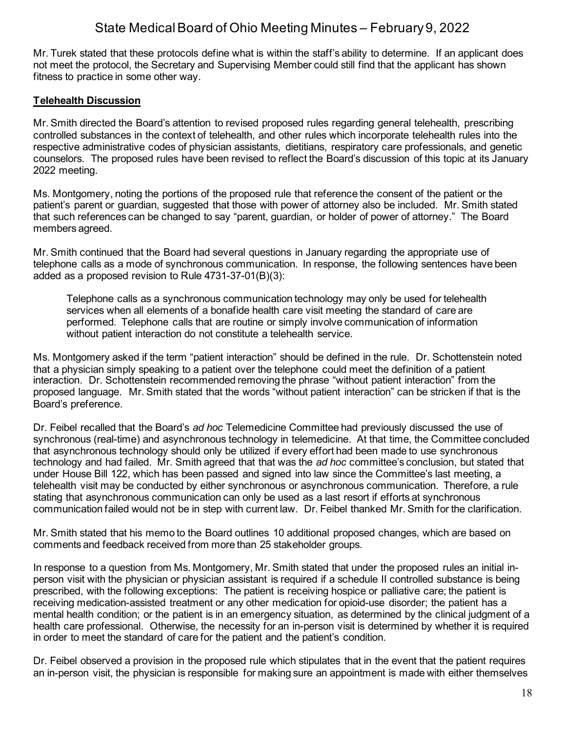Mr. Turek stated that these protocols define what is within the staff's ability to determine. If an applicant does not meet the protocol, the Secretary and Supervising Member could still find that the applicant has shown fitness to practice in some other way.

## Telehealth Discussion

Mr. Smith directed the Board's attention to revised proposed rules regarding general telehealth, prescribing controlled substances in the context of telehealth, and other rules which incorporate telehealth rules into the respective administrative codes of physician assistants, dietitians, respiratory care professionals, and genetic counselors. The proposed rules have been revised to reflect the Board's discussion of this topic at its January 2022 meeting.

Ms. Montgomery, noting the portions of the proposed rule that reference the consent of the patient or the patient's parent or guardian, suggested that those with power of attorney also be included. Mr. Smith stated that such references can be changed to say "parent, guardian, or holder of power of attorney." The Board members agreed.

Mr. Smith continued that the Board had several questions in January regarding the appropriate use of telephone calls as a mode of synchronous communication. In response, the following sentences have been added as a proposed revision to Rule 4731-37-01(B)(3):

> Telephone calls as a synchronous communication technology may only be used for telehealth services when all elements of a bonafide health care visit meeting the standard of care are performed. Telephone calls that are routine or simply involve communication of information without patient interaction do not constitute a telehealth service.

Ms. Montgomery asked if the term "patient interaction" should be defined in the rule. Dr. Schottenstein noted that a physician simply speaking to a patient over the telephone could meet the definition of a patient interaction. Dr. Schottenstein recommended removing the phrase "without patient interaction" from the proposed language. Mr. Smith stated that the words "without patient interaction" can be stricken if that is the Board's preference.

Dr. Feibel recalled that the Board's *ad hoc* Telemedicine Committee had previously discussed the use of synchronous (real-time) and asynchronous technology in telemedicine. At that time, the Committee concluded that asynchronous technology should only be utilized if every effort had been made to use synchronous technology and had failed. Mr. Smith agreed that that was the *ad hoc* committee's conclusion, but stated that under House Bill 122, which has been passed and signed into law since the Committee's last meeting, a telehealth visit may be conducted by either synchronous or asynchronous communication. Therefore, a rule stating that asynchronous communication can only be used as a last resort if efforts at synchronous communication failed would not be in step with current law. Dr. Feibel thanked Mr. Smith for the clarification.

Mr. Smith stated that his memo to the Board outlines 10 additional proposed changes, which are based on comments and feedback received from more than 25 stakeholder groups.

In response to a question from Ms. Montgomery, Mr. Smith stated that under the proposed rules an initial in-person visit with the physician or physician assistant is required if a schedule II controlled substance is being prescribed, with the following exceptions: The patient is receiving hospice or palliative care; the patient is receiving medication-assisted treatment or any other medication for opioid-use disorder; the patient has a mental health condition; or the patient is in an emergency situation, as determined by the clinical judgment of a health care professional. Otherwise, the necessity for an in-person visit is determined by whether it is required in order to meet the standard of care for the patient and the patient's condition.

Dr. Feibel observed a provision in the proposed rule which stipulates that in the event that the patient requires an in-person visit, the physician is responsible for making sure an appointment is made with either themselves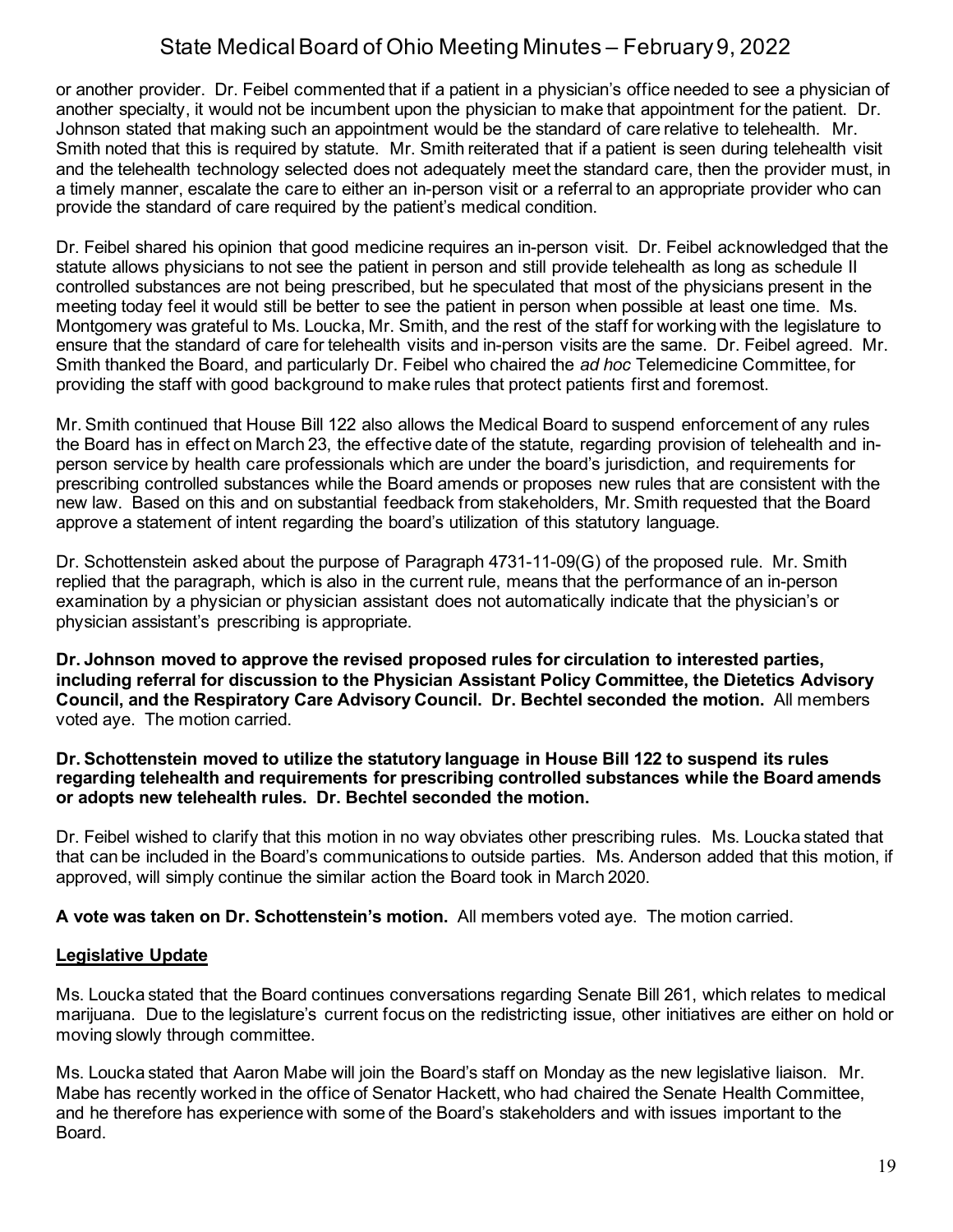or another provider. Dr. Feibel commented that if a patient in a physician's office needed to see a physician of another specialty, it would not be incumbent upon the physician to make that appointment for the patient. Dr. Johnson stated that making such an appointment would be the standard of care relative to telehealth. Mr. Smith noted that this is required by statute. Mr. Smith reiterated that if a patient is seen during telehealth visit and the telehealth technology selected does not adequately meet the standard care, then the provider must, in a timely manner, escalate the care to either an in-person visit or a referral to an appropriate provider who can provide the standard of care required by the patient's medical condition.

Dr. Feibel shared his opinion that good medicine requires an in-person visit. Dr. Feibel acknowledged that the statute allows physicians to not see the patient in person and still provide telehealth as long as schedule II controlled substances are not being prescribed, but he speculated that most of the physicians present in the meeting today feel it would still be better to see the patient in person when possible at least one time. Ms. Montgomery was grateful to Ms. Loucka, Mr. Smith, and the rest of the staff for working with the legislature to ensure that the standard of care for telehealth visits and in-person visits are the same. Dr. Feibel agreed. Mr. Smith thanked the Board, and particularly Dr. Feibel who chaired the *ad hoc* Telemedicine Committee, for providing the staff with good background to make rules that protect patients first and foremost.

Mr. Smith continued that House Bill 122 also allows the Medical Board to suspend enforcement of any rules the Board has in effect on March 23, the effective date of the statute, regarding provision of telehealth and in-person service by health care professionals which are under the board's jurisdiction, and requirements for prescribing controlled substances while the Board amends or proposes new rules that are consistent with the new law. Based on this and on substantial feedback from stakeholders, Mr. Smith requested that the Board approve a statement of intent regarding the board's utilization of this statutory language.

Dr. Schottenstein asked about the purpose of Paragraph 4731-11-09(G) of the proposed rule. Mr. Smith replied that the paragraph, which is also in the current rule, means that the performance of an in-person examination by a physician or physician assistant does not automatically indicate that the physician's or physician assistant's prescribing is appropriate.

**Dr. Johnson moved to approve the revised proposed rules for circulation to interested parties, including referral for discussion to the Physician Assistant Policy Committee, the Dietetics Advisory Council, and the Respiratory Care Advisory Council. Dr. Bechtel seconded the motion.** All members voted aye. The motion carried.

**Dr. Schottenstein moved to utilize the statutory language in House Bill 122 to suspend its rules regarding telehealth and requirements for prescribing controlled substances while the Board amends or adopts new telehealth rules. Dr. Bechtel seconded the motion.**

Dr. Feibel wished to clarify that this motion in no way obviates other prescribing rules. Ms. Loucka stated that that can be included in the Board's communications to outside parties. Ms. Anderson added that this motion, if approved, will simply continue the similar action the Board took in March 2020.

**A vote was taken on Dr. Schottenstein's motion.** All members voted aye. The motion carried.

## Legislative Update

Ms. Loucka stated that the Board continues conversations regarding Senate Bill 261, which relates to medical marijuana. Due to the legislature's current focus on the redistricting issue, other initiatives are either on hold or moving slowly through committee.

Ms. Loucka stated that Aaron Mabe will join the Board's staff on Monday as the new legislative liaison. Mr. Mabe has recently worked in the office of Senator Hackett, who had chaired the Senate Health Committee, and he therefore has experience with some of the Board's stakeholders and with issues important to the Board.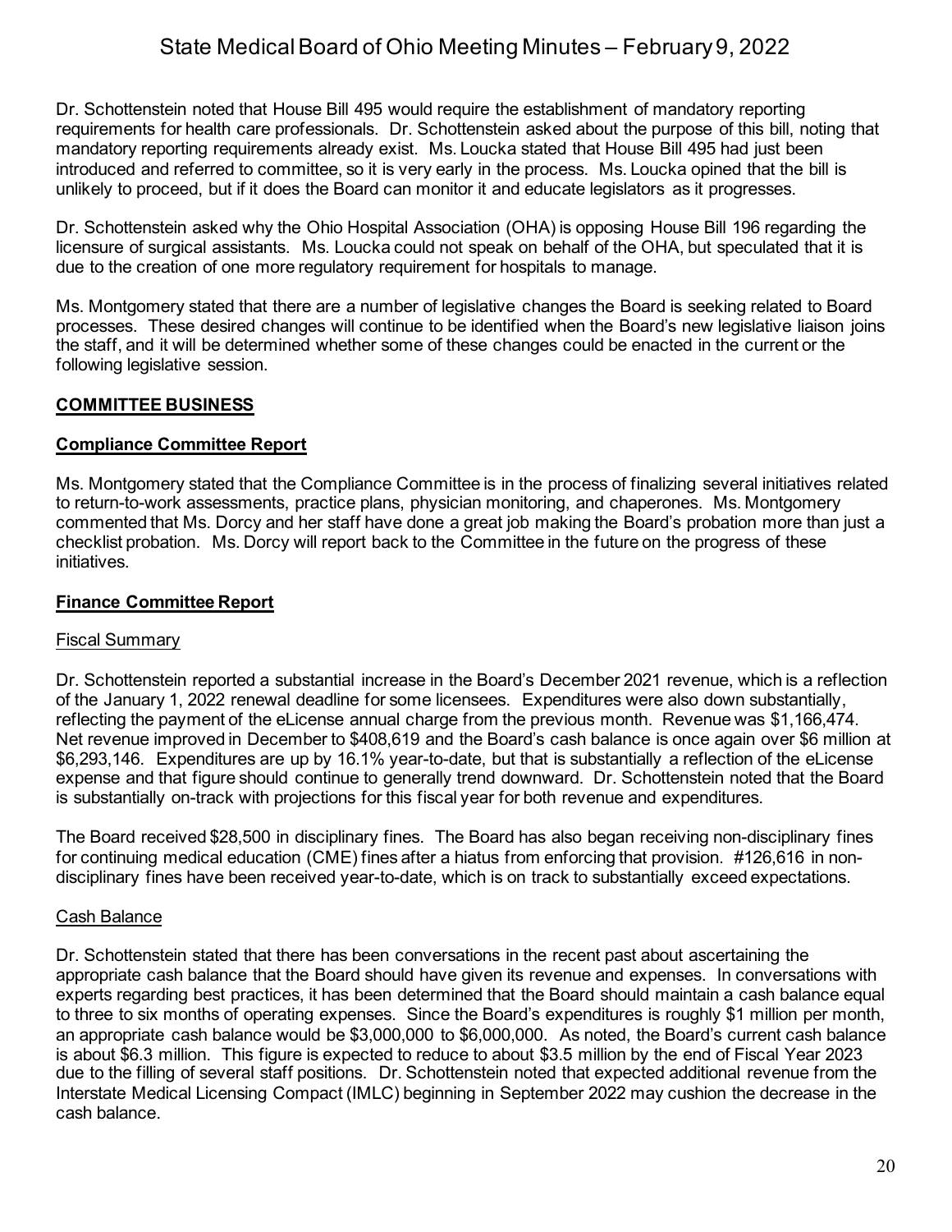Dr. Schottenstein noted that House Bill 495 would require the establishment of mandatory reporting requirements for health care professionals. Dr. Schottenstein asked about the purpose of this bill, noting that mandatory reporting requirements already exist. Ms. Loucka stated that House Bill 495 had just been introduced and referred to committee, so it is very early in the process. Ms. Loucka opined that the bill is unlikely to proceed, but if it does the Board can monitor it and educate legislators as it progresses.

Dr. Schottenstein asked why the Ohio Hospital Association (OHA) is opposing House Bill 196 regarding the licensure of surgical assistants. Ms. Loucka could not speak on behalf of the OHA, but speculated that it is due to the creation of one more regulatory requirement for hospitals to manage.

Ms. Montgomery stated that there are a number of legislative changes the Board is seeking related to Board processes. These desired changes will continue to be identified when the Board's new legislative liaison joins the staff, and it will be determined whether some of these changes could be enacted in the current or the following legislative session.

## COMMITTEE BUSINESS

### Compliance Committee Report

Ms. Montgomery stated that the Compliance Committee is in the process of finalizing several initiatives related to return-to-work assessments, practice plans, physician monitoring, and chaperones. Ms. Montgomery commented that Ms. Dorcy and her staff have done a great job making the Board's probation more than just a checklist probation. Ms. Dorcy will report back to the Committee in the future on the progress of these initiatives.

### Finance Committee Report

#### Fiscal Summary

Dr. Schottenstein reported a substantial increase in the Board's December 2021 revenue, which is a reflection of the January 1, 2022 renewal deadline for some licensees. Expenditures were also down substantially, reflecting the payment of the eLicense annual charge from the previous month. Revenue was $1,166,474. Net revenue improved in December to $408,619 and the Board's cash balance is once again over $6 million at $6,293,146. Expenditures are up by 16.1% year-to-date, but that is substantially a reflection of the eLicense expense and that figure should continue to generally trend downward. Dr. Schottenstein noted that the Board is substantially on-track with projections for this fiscal year for both revenue and expenditures.

The Board received $28,500 in disciplinary fines. The Board has also began receiving non-disciplinary fines for continuing medical education (CME) fines after a hiatus from enforcing that provision. #126,616 in non-disciplinary fines have been received year-to-date, which is on track to substantially exceed expectations.

#### Cash Balance

Dr. Schottenstein stated that there has been conversations in the recent past about ascertaining the appropriate cash balance that the Board should have given its revenue and expenses. In conversations with experts regarding best practices, it has been determined that the Board should maintain a cash balance equal to three to six months of operating expenses. Since the Board's expenditures is roughly $1 million per month, an appropriate cash balance would be $3,000,000 to $6,000,000. As noted, the Board's current cash balance is about $6.3 million. This figure is expected to reduce to about $3.5 million by the end of Fiscal Year 2023 due to the filling of several staff positions. Dr. Schottenstein noted that expected additional revenue from the Interstate Medical Licensing Compact (IMLC) beginning in September 2022 may cushion the decrease in the cash balance.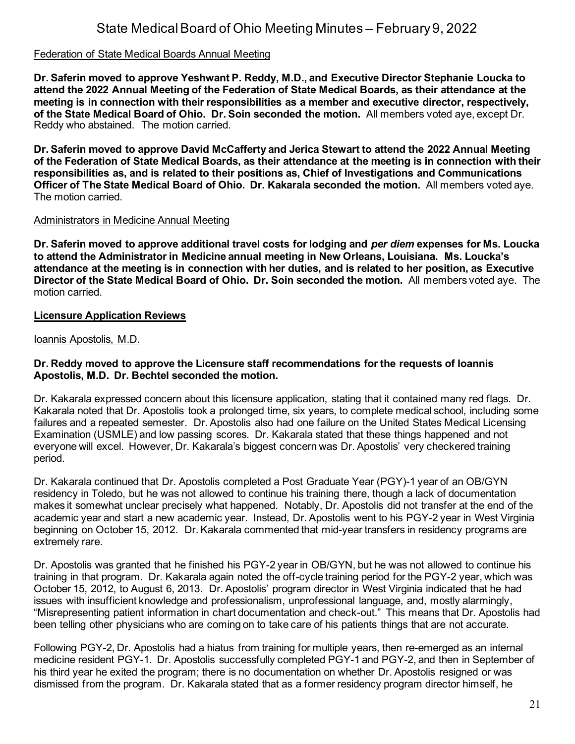Federation of State Medical Boards Annual Meeting

**Dr. Saferin moved to approve Yeshwant P. Reddy, M.D., and Executive Director Stephanie Loucka to attend the 2022 Annual Meeting of the Federation of State Medical Boards, as their attendance at the meeting is in connection with their responsibilities as a member and executive director, respectively, of the State Medical Board of Ohio. Dr. Soin seconded the motion.** All members voted aye, except Dr. Reddy who abstained. The motion carried.

**Dr. Saferin moved to approve David McCafferty and Jerica Stewart to attend the 2022 Annual Meeting of the Federation of State Medical Boards, as their attendance at the meeting is in connection with their responsibilities as, and is related to their positions as, Chief of Investigations and Communications Officer of The State Medical Board of Ohio. Dr. Kakarala seconded the motion.** All members voted aye. The motion carried.

Administrators in Medicine Annual Meeting

**Dr. Saferin moved to approve additional travel costs for lodging and *per diem* expenses for Ms. Loucka to attend the Administrator in Medicine annual meeting in New Orleans, Louisiana. Ms. Loucka's attendance at the meeting is in connection with her duties, and is related to her position, as Executive Director of the State Medical Board of Ohio. Dr. Soin seconded the motion.** All members voted aye. The motion carried.

## Licensure Application Reviews

Ioannis Apostolis, M.D.

**Dr. Reddy moved to approve the Licensure staff recommendations for the requests of Ioannis Apostolis, M.D. Dr. Bechtel seconded the motion.**

Dr. Kakarala expressed concern about this licensure application, stating that it contained many red flags. Dr. Kakarala noted that Dr. Apostolis took a prolonged time, six years, to complete medical school, including some failures and a repeated semester. Dr. Apostolis also had one failure on the United States Medical Licensing Examination (USMLE) and low passing scores. Dr. Kakarala stated that these things happened and not everyone will excel. However, Dr. Kakarala's biggest concern was Dr. Apostolis' very checkered training period.

Dr. Kakarala continued that Dr. Apostolis completed a Post Graduate Year (PGY)-1 year of an OB/GYN residency in Toledo, but he was not allowed to continue his training there, though a lack of documentation makes it somewhat unclear precisely what happened. Notably, Dr. Apostolis did not transfer at the end of the academic year and start a new academic year. Instead, Dr. Apostolis went to his PGY-2 year in West Virginia beginning on October 15, 2012. Dr. Kakarala commented that mid-year transfers in residency programs are extremely rare.

Dr. Apostolis was granted that he finished his PGY-2 year in OB/GYN, but he was not allowed to continue his training in that program. Dr. Kakarala again noted the off-cycle training period for the PGY-2 year, which was October 15, 2012, to August 6, 2013. Dr. Apostolis' program director in West Virginia indicated that he had issues with insufficient knowledge and professionalism, unprofessional language, and, mostly alarmingly, "Misrepresenting patient information in chart documentation and check-out." This means that Dr. Apostolis had been telling other physicians who are coming on to take care of his patients things that are not accurate.

Following PGY-2, Dr. Apostolis had a hiatus from training for multiple years, then re-emerged as an internal medicine resident PGY-1. Dr. Apostolis successfully completed PGY-1 and PGY-2, and then in September of his third year he exited the program; there is no documentation on whether Dr. Apostolis resigned or was dismissed from the program. Dr. Kakarala stated that as a former residency program director himself, he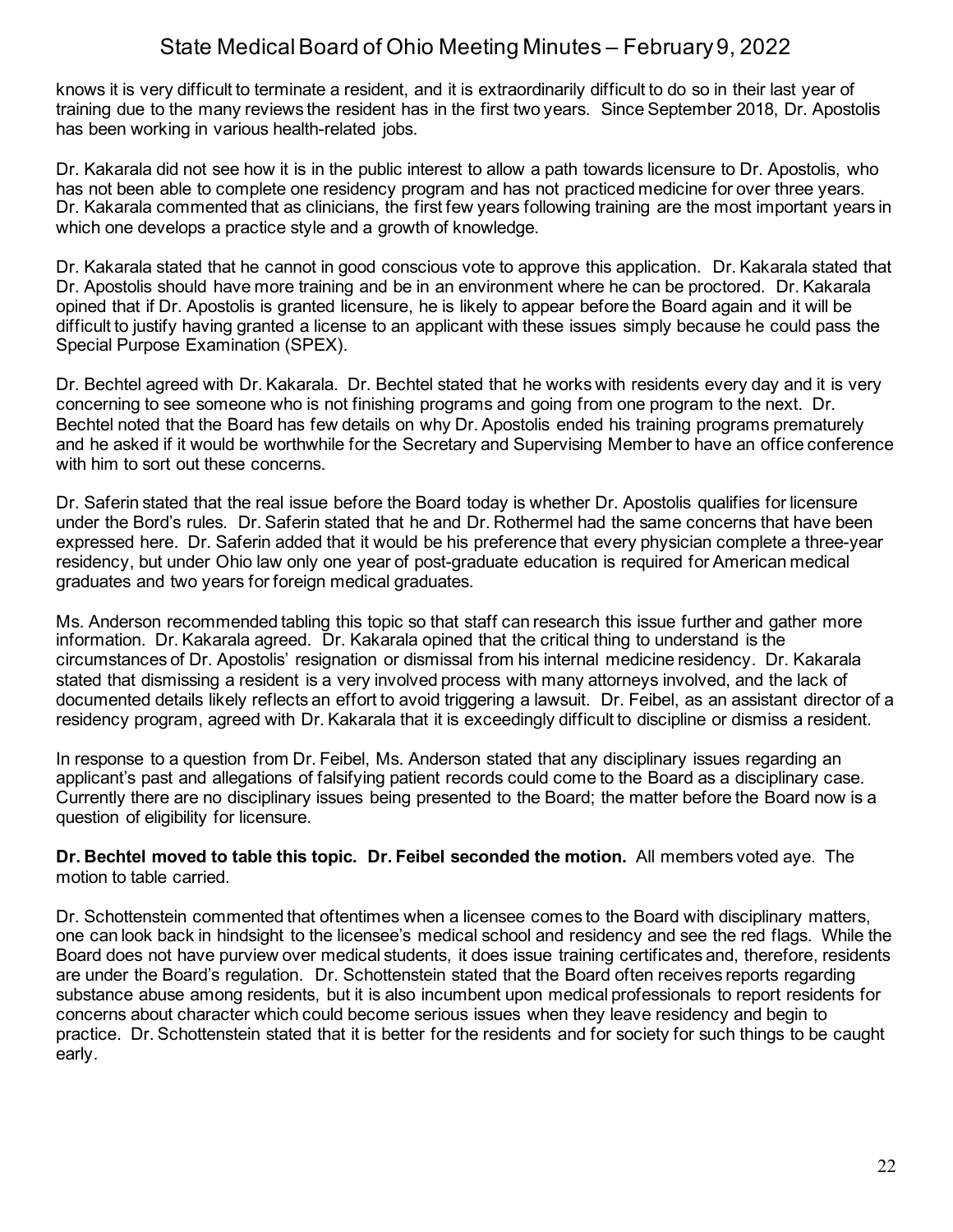knows it is very difficult to terminate a resident, and it is extraordinarily difficult to do so in their last year of training due to the many reviews the resident has in the first two years. Since September 2018, Dr. Apostolis has been working in various health-related jobs.

Dr. Kakarala did not see how it is in the public interest to allow a path towards licensure to Dr. Apostolis, who has not been able to complete one residency program and has not practiced medicine for over three years. Dr. Kakarala commented that as clinicians, the first few years following training are the most important years in which one develops a practice style and a growth of knowledge.

Dr. Kakarala stated that he cannot in good conscious vote to approve this application. Dr. Kakarala stated that Dr. Apostolis should have more training and be in an environment where he can be proctored. Dr. Kakarala opined that if Dr. Apostolis is granted licensure, he is likely to appear before the Board again and it will be difficult to justify having granted a license to an applicant with these issues simply because he could pass the Special Purpose Examination (SPEX).

Dr. Bechtel agreed with Dr. Kakarala. Dr. Bechtel stated that he works with residents every day and it is very concerning to see someone who is not finishing programs and going from one program to the next. Dr. Bechtel noted that the Board has few details on why Dr. Apostolis ended his training programs prematurely and he asked if it would be worthwhile for the Secretary and Supervising Member to have an office conference with him to sort out these concerns.

Dr. Saferin stated that the real issue before the Board today is whether Dr. Apostolis qualifies for licensure under the Bord's rules. Dr. Saferin stated that he and Dr. Rothermel had the same concerns that have been expressed here. Dr. Saferin added that it would be his preference that every physician complete a three-year residency, but under Ohio law only one year of post-graduate education is required for American medical graduates and two years for foreign medical graduates.

Ms. Anderson recommended tabling this topic so that staff can research this issue further and gather more information. Dr. Kakarala agreed. Dr. Kakarala opined that the critical thing to understand is the circumstances of Dr. Apostolis' resignation or dismissal from his internal medicine residency. Dr. Kakarala stated that dismissing a resident is a very involved process with many attorneys involved, and the lack of documented details likely reflects an effort to avoid triggering a lawsuit. Dr. Feibel, as an assistant director of a residency program, agreed with Dr. Kakarala that it is exceedingly difficult to discipline or dismiss a resident.

In response to a question from Dr. Feibel, Ms. Anderson stated that any disciplinary issues regarding an applicant's past and allegations of falsifying patient records could come to the Board as a disciplinary case. Currently there are no disciplinary issues being presented to the Board; the matter before the Board now is a question of eligibility for licensure.

**Dr. Bechtel moved to table this topic. Dr. Feibel seconded the motion.** All members voted aye. The motion to table carried.

Dr. Schottenstein commented that oftentimes when a licensee comes to the Board with disciplinary matters, one can look back in hindsight to the licensee's medical school and residency and see the red flags. While the Board does not have purview over medical students, it does issue training certificates and, therefore, residents are under the Board's regulation. Dr. Schottenstein stated that the Board often receives reports regarding substance abuse among residents, but it is also incumbent upon medical professionals to report residents for concerns about character which could become serious issues when they leave residency and begin to practice. Dr. Schottenstein stated that it is better for the residents and for society for such things to be caught early.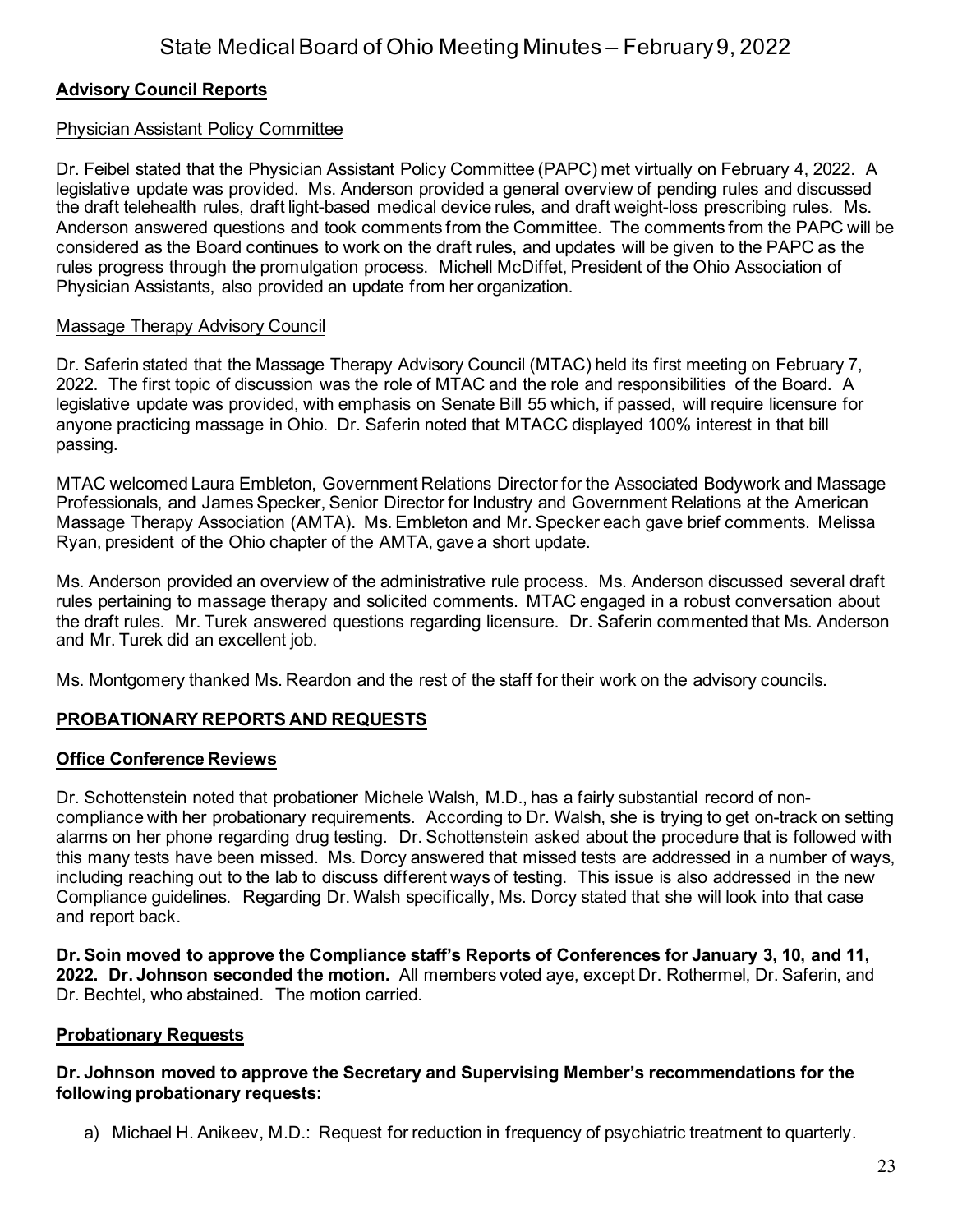## Advisory Council Reports

### Physician Assistant Policy Committee

Dr. Feibel stated that the Physician Assistant Policy Committee (PAPC) met virtually on February 4, 2022. A legislative update was provided. Ms. Anderson provided a general overview of pending rules and discussed the draft telehealth rules, draft light-based medical device rules, and draft weight-loss prescribing rules. Ms. Anderson answered questions and took comments from the Committee. The comments from the PAPC will be considered as the Board continues to work on the draft rules, and updates will be given to the PAPC as the rules progress through the promulgation process. Michell McDiffet, President of the Ohio Association of Physician Assistants, also provided an update from her organization.

### Massage Therapy Advisory Council

Dr. Saferin stated that the Massage Therapy Advisory Council (MTAC) held its first meeting on February 7, 2022. The first topic of discussion was the role of MTAC and the role and responsibilities of the Board. A legislative update was provided, with emphasis on Senate Bill 55 which, if passed, will require licensure for anyone practicing massage in Ohio. Dr. Saferin noted that MTACC displayed 100% interest in that bill passing.

MTAC welcomed Laura Embleton, Government Relations Director for the Associated Bodywork and Massage Professionals, and James Specker, Senior Director for Industry and Government Relations at the American Massage Therapy Association (AMTA). Ms. Embleton and Mr. Specker each gave brief comments. Melissa Ryan, president of the Ohio chapter of the AMTA, gave a short update.

Ms. Anderson provided an overview of the administrative rule process. Ms. Anderson discussed several draft rules pertaining to massage therapy and solicited comments. MTAC engaged in a robust conversation about the draft rules. Mr. Turek answered questions regarding licensure. Dr. Saferin commented that Ms. Anderson and Mr. Turek did an excellent job.

Ms. Montgomery thanked Ms. Reardon and the rest of the staff for their work on the advisory councils.

## PROBATIONARY REPORTS AND REQUESTS

### Office Conference Reviews

Dr. Schottenstein noted that probationer Michele Walsh, M.D., has a fairly substantial record of non-compliance with her probationary requirements. According to Dr. Walsh, she is trying to get on-track on setting alarms on her phone regarding drug testing. Dr. Schottenstein asked about the procedure that is followed with this many tests have been missed. Ms. Dorcy answered that missed tests are addressed in a number of ways, including reaching out to the lab to discuss different ways of testing. This issue is also addressed in the new Compliance guidelines. Regarding Dr. Walsh specifically, Ms. Dorcy stated that she will look into that case and report back.

**Dr. Soin moved to approve the Compliance staff's Reports of Conferences for January 3, 10, and 11, 2022. Dr. Johnson seconded the motion.** All members voted aye, except Dr. Rothermel, Dr. Saferin, and Dr. Bechtel, who abstained. The motion carried.

### Probationary Requests

**Dr. Johnson moved to approve the Secretary and Supervising Member's recommendations for the following probationary requests:**

a) Michael H. Anikeev, M.D.: Request for reduction in frequency of psychiatric treatment to quarterly.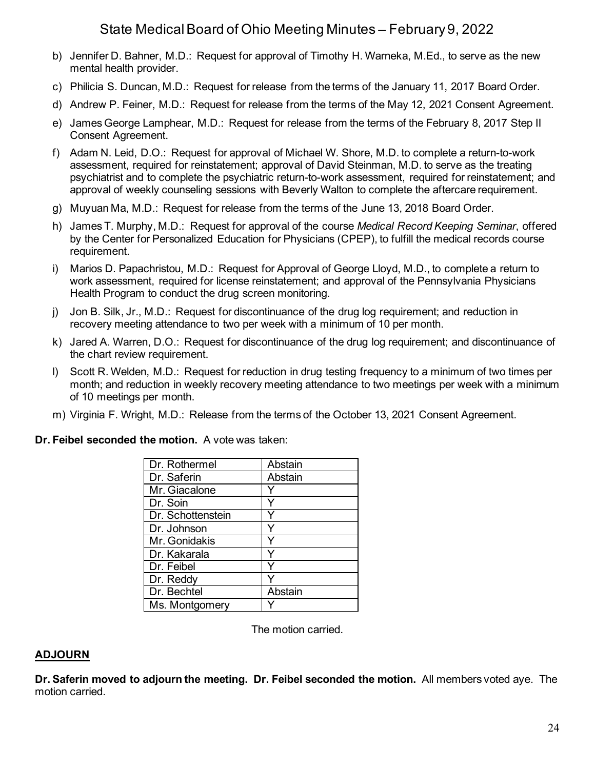b) Jennifer D. Bahner, M.D.: Request for approval of Timothy H. Warneka, M.Ed., to serve as the new mental health provider.

c) Philicia S. Duncan, M.D.: Request for release from the terms of the January 11, 2017 Board Order.

d) Andrew P. Feiner, M.D.: Request for release from the terms of the May 12, 2021 Consent Agreement.

e) James George Lamphear, M.D.: Request for release from the terms of the February 8, 2017 Step II Consent Agreement.

f) Adam N. Leid, D.O.: Request for approval of Michael W. Shore, M.D. to complete a return-to-work assessment, required for reinstatement; approval of David Steinman, M.D. to serve as the treating psychiatrist and to complete the psychiatric return-to-work assessment, required for reinstatement; and approval of weekly counseling sessions with Beverly Walton to complete the aftercare requirement.

g) Muyuan Ma, M.D.: Request for release from the terms of the June 13, 2018 Board Order.

h) James T. Murphy, M.D.: Request for approval of the course *Medical Record Keeping Seminar*, offered by the Center for Personalized Education for Physicians (CPEP), to fulfill the medical records course requirement.

i) Marios D. Papachristou, M.D.: Request for Approval of George Lloyd, M.D., to complete a return to work assessment, required for license reinstatement; and approval of the Pennsylvania Physicians Health Program to conduct the drug screen monitoring.

j) Jon B. Silk, Jr., M.D.: Request for discontinuance of the drug log requirement; and reduction in recovery meeting attendance to two per week with a minimum of 10 per month.

k) Jared A. Warren, D.O.: Request for discontinuance of the drug log requirement; and discontinuance of the chart review requirement.

l) Scott R. Welden, M.D.: Request for reduction in drug testing frequency to a minimum of two times per month; and reduction in weekly recovery meeting attendance to two meetings per week with a minimum of 10 meetings per month.

m) Virginia F. Wright, M.D.: Release from the terms of the October 13, 2021 Consent Agreement.

**Dr. Feibel seconded the motion.** A vote was taken:

| | |
|---|---|
| Dr. Rothermel | Abstain |
| Dr. Saferin | Abstain |
| Mr. Giacalone | Y |
| Dr. Soin | Y |
| Dr. Schottenstein | Y |
| Dr. Johnson | Y |
| Mr. Gonidakis | Y |
| Dr. Kakarala | Y |
| Dr. Feibel | Y |
| Dr. Reddy | Y |
| Dr. Bechtel | Abstain |
| Ms. Montgomery | Y |

The motion carried.

## ADJOURN

**Dr. Saferin moved to adjourn the meeting. Dr. Feibel seconded the motion.** All members voted aye. The motion carried.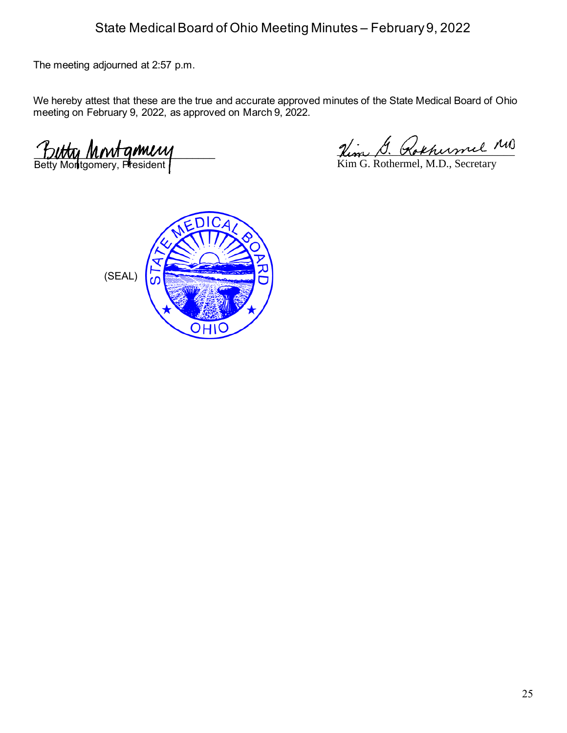The meeting adjourned at 2:57 p.m.

We hereby attest that these are the true and accurate approved minutes of the State Medical Board of Ohio meeting on February 9, 2022, as approved on March 9, 2022.

Betty Montgomery, President

Kim G. Rothermel, M.D., Secretary

(SEAL)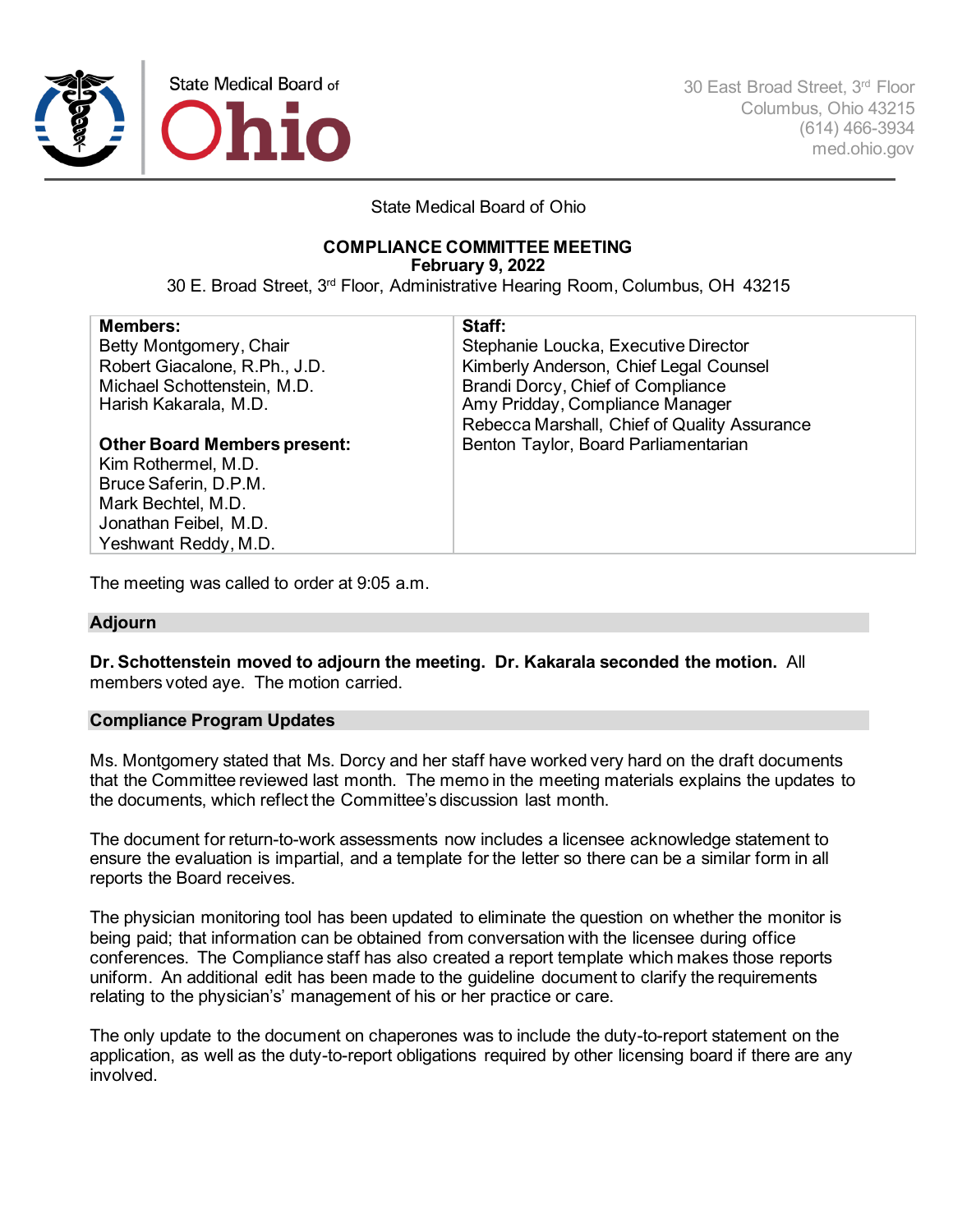State Medical Board of Ohio

30 East Broad Street, 3rd Floor
Columbus, Ohio 43215
(614) 466-3934
med.ohio.gov

State Medical Board of Ohio

**COMPLIANCE COMMITTEE MEETING**
**February 9, 2022**
30 E. Broad Street, 3rd Floor, Administrative Hearing Room, Columbus, OH 43215

| **Members:** | **Staff:** |
|---|---|
| Betty Montgomery, Chair | Stephanie Loucka, Executive Director |
| Robert Giacalone, R.Ph., J.D. | Kimberly Anderson, Chief Legal Counsel |
| Michael Schottenstein, M.D. | Brandi Dorcy, Chief of Compliance |
| Harish Kakarala, M.D. | Amy Pridday, Compliance Manager |
| | Rebecca Marshall, Chief of Quality Assurance |
| **Other Board Members present:** | Benton Taylor, Board Parliamentarian |
| Kim Rothermel, M.D. | |
| Bruce Saferin, D.P.M. | |
| Mark Bechtel, M.D. | |
| Jonathan Feibel, M.D. | |
| Yeshwant Reddy, M.D. | |

The meeting was called to order at 9:05 a.m.

## Adjourn

**Dr. Schottenstein moved to adjourn the meeting. Dr. Kakarala seconded the motion.** All members voted aye. The motion carried.

## Compliance Program Updates

Ms. Montgomery stated that Ms. Dorcy and her staff have worked very hard on the draft documents that the Committee reviewed last month. The memo in the meeting materials explains the updates to the documents, which reflect the Committee's discussion last month.

The document for return-to-work assessments now includes a licensee acknowledge statement to ensure the evaluation is impartial, and a template for the letter so there can be a similar form in all reports the Board receives.

The physician monitoring tool has been updated to eliminate the question on whether the monitor is being paid; that information can be obtained from conversation with the licensee during office conferences. The Compliance staff has also created a report template which makes those reports uniform. An additional edit has been made to the guideline document to clarify the requirements relating to the physician's' management of his or her practice or care.

The only update to the document on chaperones was to include the duty-to-report statement on the application, as well as the duty-to-report obligations required by other licensing board if there are any involved.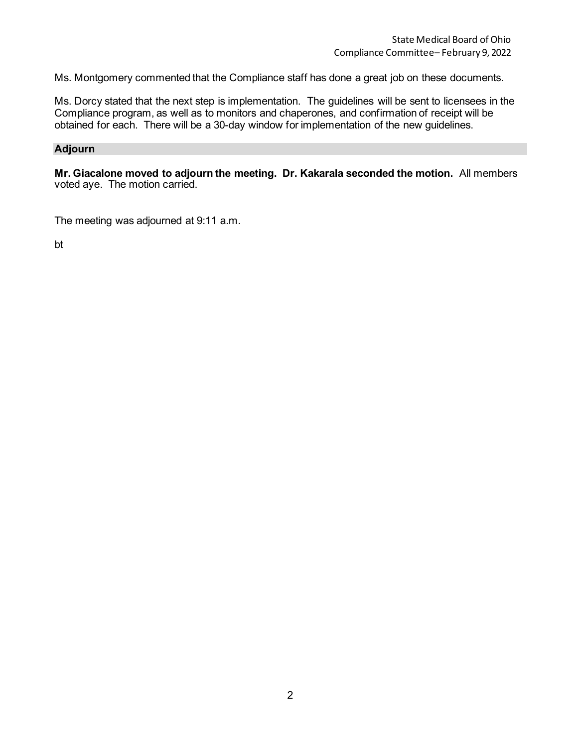Ms. Montgomery commented that the Compliance staff has done a great job on these documents.

Ms. Dorcy stated that the next step is implementation. The guidelines will be sent to licensees in the Compliance program, as well as to monitors and chaperones, and confirmation of receipt will be obtained for each. There will be a 30-day window for implementation of the new guidelines.

## Adjourn

**Mr. Giacalone moved to adjourn the meeting. Dr. Kakarala seconded the motion.** All members voted aye. The motion carried.

The meeting was adjourned at 9:11 a.m.

bt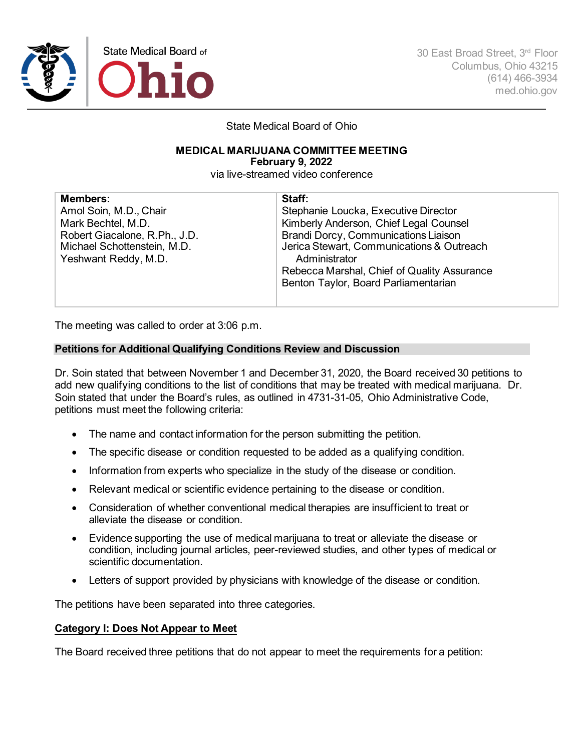State Medical Board of Ohio

30 East Broad Street, 3rd Floor
Columbus, Ohio 43215
(614) 466-3934
med.ohio.gov

State Medical Board of Ohio

**MEDICAL MARIJUANA COMMITTEE MEETING**
**February 9, 2022**
via live-streamed video conference

| **Members:** | **Staff:** |
|---|---|
| Amol Soin, M.D., Chair<br>Mark Bechtel, M.D.<br>Robert Giacalone, R.Ph., J.D.<br>Michael Schottenstein, M.D.<br>Yeshwant Reddy, M.D. | Stephanie Loucka, Executive Director<br>Kimberly Anderson, Chief Legal Counsel<br>Brandi Dorcy, Communications Liaison<br>Jerica Stewart, Communications & Outreach Administrator<br>Rebecca Marshal, Chief of Quality Assurance<br>Benton Taylor, Board Parliamentarian |

The meeting was called to order at 3:06 p.m.

**Petitions for Additional Qualifying Conditions Review and Discussion**

Dr. Soin stated that between November 1 and December 31, 2020, the Board received 30 petitions to add new qualifying conditions to the list of conditions that may be treated with medical marijuana. Dr. Soin stated that under the Board's rules, as outlined in 4731-31-05, Ohio Administrative Code, petitions must meet the following criteria:

- The name and contact information for the person submitting the petition.
- The specific disease or condition requested to be added as a qualifying condition.
- Information from experts who specialize in the study of the disease or condition.
- Relevant medical or scientific evidence pertaining to the disease or condition.
- Consideration of whether conventional medical therapies are insufficient to treat or alleviate the disease or condition.
- Evidence supporting the use of medical marijuana to treat or alleviate the disease or condition, including journal articles, peer-reviewed studies, and other types of medical or scientific documentation.
- Letters of support provided by physicians with knowledge of the disease or condition.

The petitions have been separated into three categories.

**Category I: Does Not Appear to Meet**

The Board received three petitions that do not appear to meet the requirements for a petition: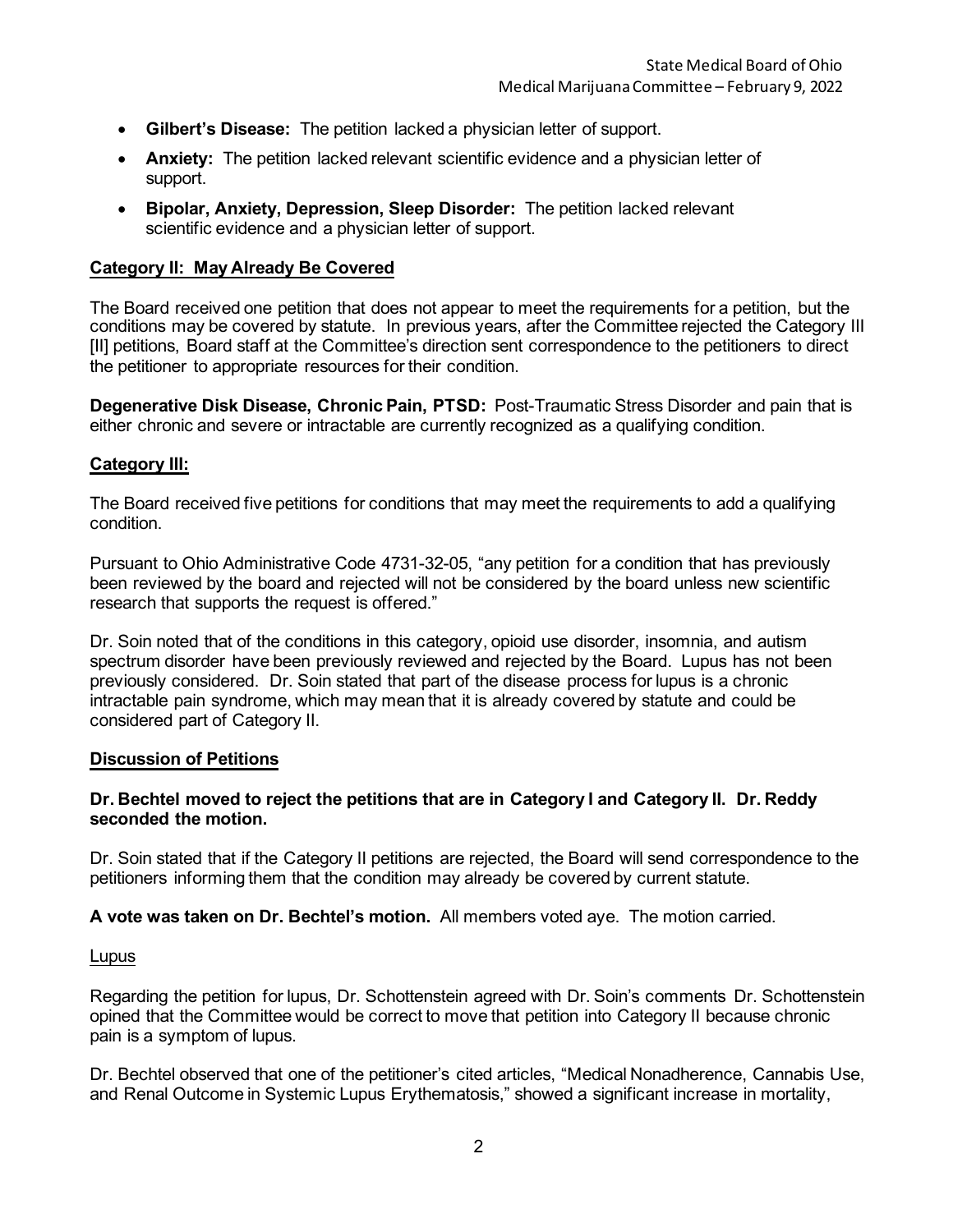- **Gilbert's Disease:** The petition lacked a physician letter of support.
- **Anxiety:** The petition lacked relevant scientific evidence and a physician letter of support.
- **Bipolar, Anxiety, Depression, Sleep Disorder:** The petition lacked relevant scientific evidence and a physician letter of support.

## Category II: May Already Be Covered

The Board received one petition that does not appear to meet the requirements for a petition, but the conditions may be covered by statute. In previous years, after the Committee rejected the Category III [II] petitions, Board staff at the Committee's direction sent correspondence to the petitioners to direct the petitioner to appropriate resources for their condition.

**Degenerative Disk Disease, Chronic Pain, PTSD:** Post-Traumatic Stress Disorder and pain that is either chronic and severe or intractable are currently recognized as a qualifying condition.

## Category III:

The Board received five petitions for conditions that may meet the requirements to add a qualifying condition.

Pursuant to Ohio Administrative Code 4731-32-05, "any petition for a condition that has previously been reviewed by the board and rejected will not be considered by the board unless new scientific research that supports the request is offered."

Dr. Soin noted that of the conditions in this category, opioid use disorder, insomnia, and autism spectrum disorder have been previously reviewed and rejected by the Board. Lupus has not been previously considered. Dr. Soin stated that part of the disease process for lupus is a chronic intractable pain syndrome, which may mean that it is already covered by statute and could be considered part of Category II.

## Discussion of Petitions

**Dr. Bechtel moved to reject the petitions that are in Category I and Category II. Dr. Reddy seconded the motion.**

Dr. Soin stated that if the Category II petitions are rejected, the Board will send correspondence to the petitioners informing them that the condition may already be covered by current statute.

**A vote was taken on Dr. Bechtel's motion.** All members voted aye. The motion carried.

Lupus

Regarding the petition for lupus, Dr. Schottenstein agreed with Dr. Soin's comments Dr. Schottenstein opined that the Committee would be correct to move that petition into Category II because chronic pain is a symptom of lupus.

Dr. Bechtel observed that one of the petitioner's cited articles, "Medical Nonadherence, Cannabis Use, and Renal Outcome in Systemic Lupus Erythematosis," showed a significant increase in mortality,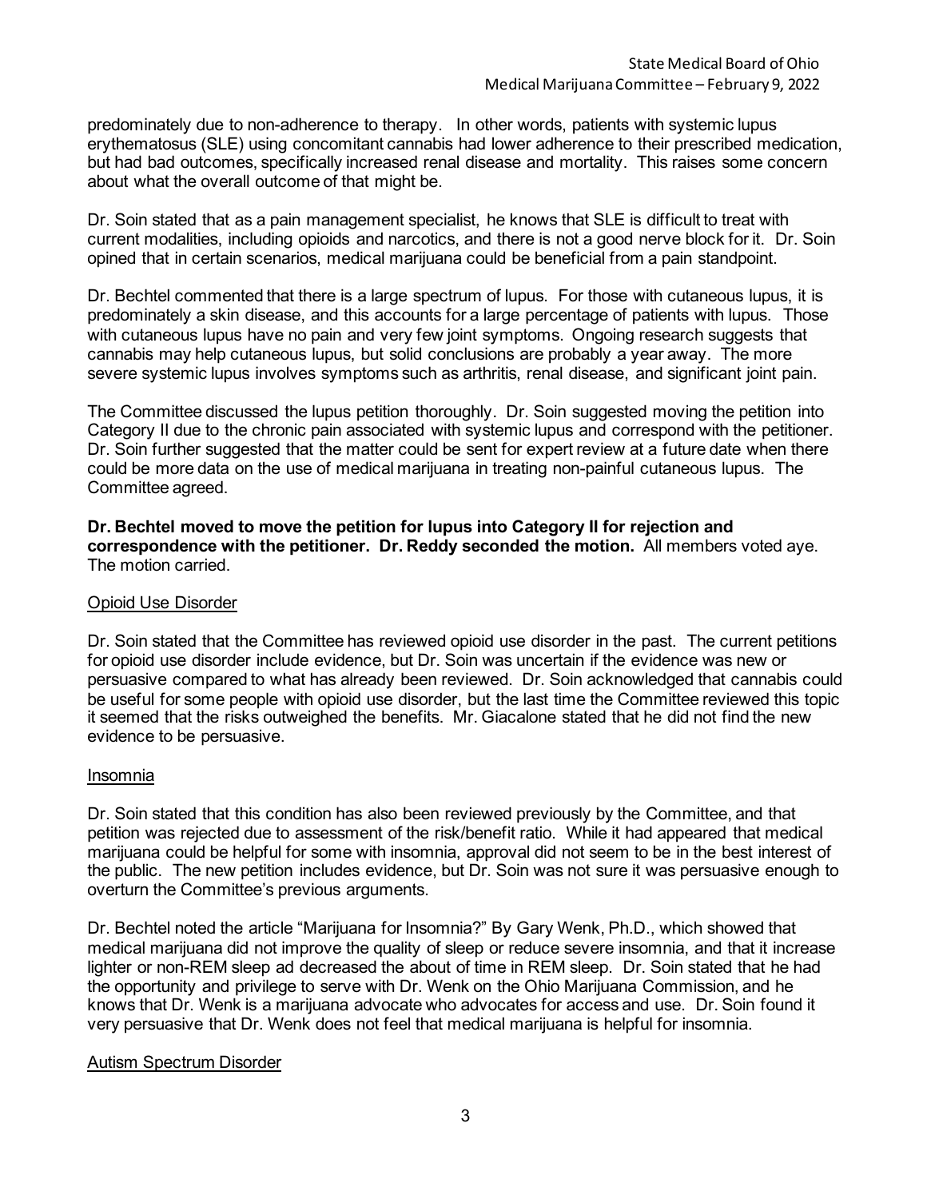predominately due to non-adherence to therapy. In other words, patients with systemic lupus erythematosus (SLE) using concomitant cannabis had lower adherence to their prescribed medication, but had bad outcomes, specifically increased renal disease and mortality. This raises some concern about what the overall outcome of that might be.

Dr. Soin stated that as a pain management specialist, he knows that SLE is difficult to treat with current modalities, including opioids and narcotics, and there is not a good nerve block for it. Dr. Soin opined that in certain scenarios, medical marijuana could be beneficial from a pain standpoint.

Dr. Bechtel commented that there is a large spectrum of lupus. For those with cutaneous lupus, it is predominately a skin disease, and this accounts for a large percentage of patients with lupus. Those with cutaneous lupus have no pain and very few joint symptoms. Ongoing research suggests that cannabis may help cutaneous lupus, but solid conclusions are probably a year away. The more severe systemic lupus involves symptoms such as arthritis, renal disease, and significant joint pain.

The Committee discussed the lupus petition thoroughly. Dr. Soin suggested moving the petition into Category II due to the chronic pain associated with systemic lupus and correspond with the petitioner. Dr. Soin further suggested that the matter could be sent for expert review at a future date when there could be more data on the use of medical marijuana in treating non-painful cutaneous lupus. The Committee agreed.

**Dr. Bechtel moved to move the petition for lupus into Category II for rejection and correspondence with the petitioner. Dr. Reddy seconded the motion.** All members voted aye. The motion carried.

## Opioid Use Disorder

Dr. Soin stated that the Committee has reviewed opioid use disorder in the past. The current petitions for opioid use disorder include evidence, but Dr. Soin was uncertain if the evidence was new or persuasive compared to what has already been reviewed. Dr. Soin acknowledged that cannabis could be useful for some people with opioid use disorder, but the last time the Committee reviewed this topic it seemed that the risks outweighed the benefits. Mr. Giacalone stated that he did not find the new evidence to be persuasive.

## Insomnia

Dr. Soin stated that this condition has also been reviewed previously by the Committee, and that petition was rejected due to assessment of the risk/benefit ratio. While it had appeared that medical marijuana could be helpful for some with insomnia, approval did not seem to be in the best interest of the public. The new petition includes evidence, but Dr. Soin was not sure it was persuasive enough to overturn the Committee's previous arguments.

Dr. Bechtel noted the article "Marijuana for Insomnia?" By Gary Wenk, Ph.D., which showed that medical marijuana did not improve the quality of sleep or reduce severe insomnia, and that it increase lighter or non-REM sleep ad decreased the about of time in REM sleep. Dr. Soin stated that he had the opportunity and privilege to serve with Dr. Wenk on the Ohio Marijuana Commission, and he knows that Dr. Wenk is a marijuana advocate who advocates for access and use. Dr. Soin found it very persuasive that Dr. Wenk does not feel that medical marijuana is helpful for insomnia.

## Autism Spectrum Disorder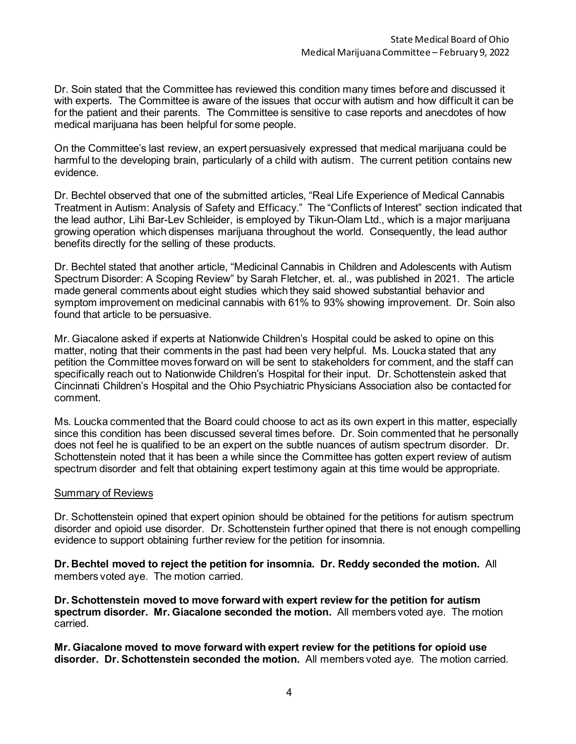Dr. Soin stated that the Committee has reviewed this condition many times before and discussed it with experts. The Committee is aware of the issues that occur with autism and how difficult it can be for the patient and their parents. The Committee is sensitive to case reports and anecdotes of how medical marijuana has been helpful for some people.

On the Committee's last review, an expert persuasively expressed that medical marijuana could be harmful to the developing brain, particularly of a child with autism. The current petition contains new evidence.

Dr. Bechtel observed that one of the submitted articles, "Real Life Experience of Medical Cannabis Treatment in Autism: Analysis of Safety and Efficacy." The "Conflicts of Interest" section indicated that the lead author, Lihi Bar-Lev Schleider, is employed by Tikun-Olam Ltd., which is a major marijuana growing operation which dispenses marijuana throughout the world. Consequently, the lead author benefits directly for the selling of these products.

Dr. Bechtel stated that another article, "Medicinal Cannabis in Children and Adolescents with Autism Spectrum Disorder: A Scoping Review" by Sarah Fletcher, et. al., was published in 2021. The article made general comments about eight studies which they said showed substantial behavior and symptom improvement on medicinal cannabis with 61% to 93% showing improvement. Dr. Soin also found that article to be persuasive.

Mr. Giacalone asked if experts at Nationwide Children's Hospital could be asked to opine on this matter, noting that their comments in the past had been very helpful. Ms. Loucka stated that any petition the Committee moves forward on will be sent to stakeholders for comment, and the staff can specifically reach out to Nationwide Children's Hospital for their input. Dr. Schottenstein asked that Cincinnati Children's Hospital and the Ohio Psychiatric Physicians Association also be contacted for comment.

Ms. Loucka commented that the Board could choose to act as its own expert in this matter, especially since this condition has been discussed several times before. Dr. Soin commented that he personally does not feel he is qualified to be an expert on the subtle nuances of autism spectrum disorder. Dr. Schottenstein noted that it has been a while since the Committee has gotten expert review of autism spectrum disorder and felt that obtaining expert testimony again at this time would be appropriate.

## Summary of Reviews

Dr. Schottenstein opined that expert opinion should be obtained for the petitions for autism spectrum disorder and opioid use disorder. Dr. Schottenstein further opined that there is not enough compelling evidence to support obtaining further review for the petition for insomnia.

**Dr. Bechtel moved to reject the petition for insomnia. Dr. Reddy seconded the motion.** All members voted aye. The motion carried.

**Dr. Schottenstein moved to move forward with expert review for the petition for autism spectrum disorder. Mr. Giacalone seconded the motion.** All members voted aye. The motion carried.

**Mr. Giacalone moved to move forward with expert review for the petitions for opioid use disorder. Dr. Schottenstein seconded the motion.** All members voted aye. The motion carried.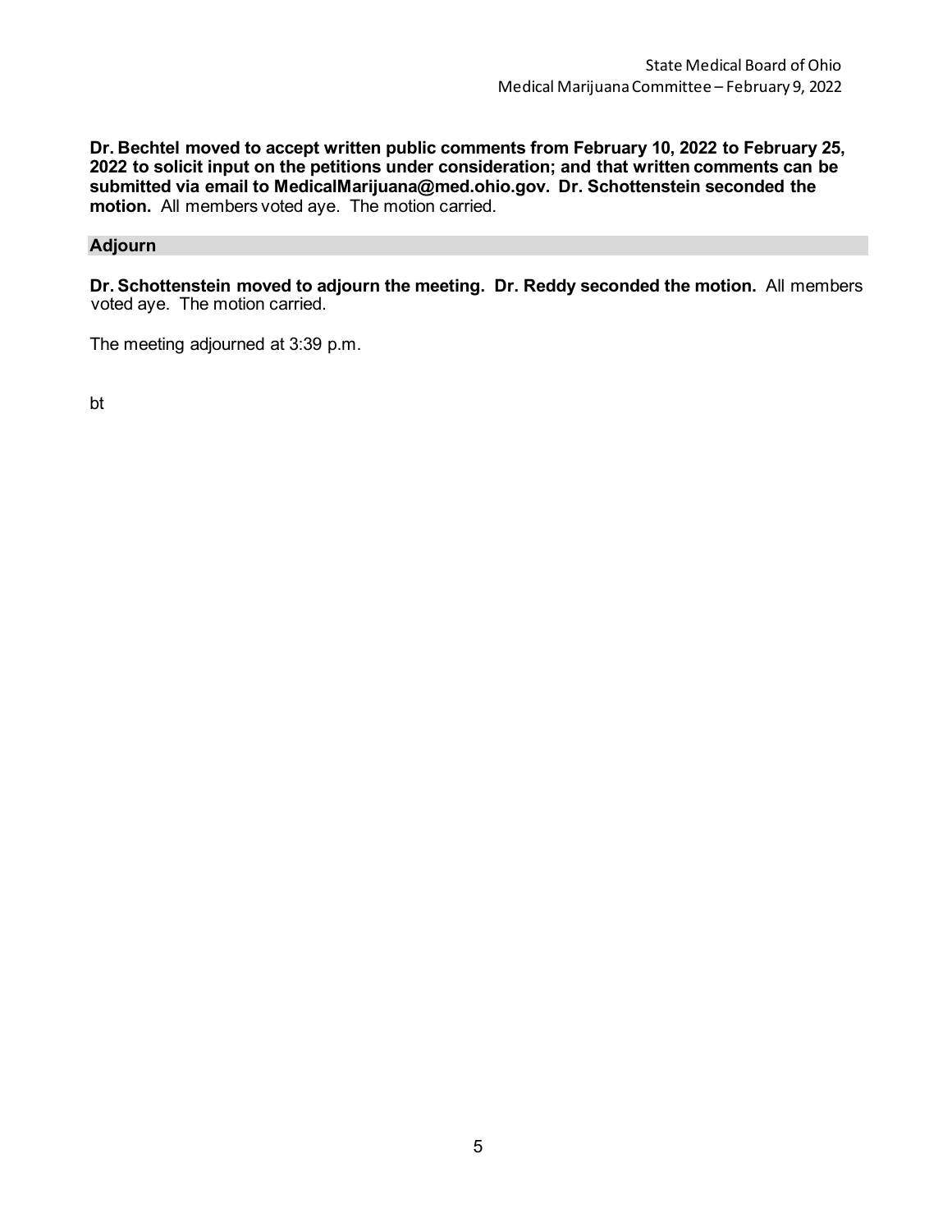**Dr. Bechtel moved to accept written public comments from February 10, 2022 to February 25, 2022 to solicit input on the petitions under consideration; and that written comments can be submitted via email to MedicalMarijuana@med.ohio.gov. Dr. Schottenstein seconded the motion.** All members voted aye. The motion carried.

## Adjourn

**Dr. Schottenstein moved to adjourn the meeting. Dr. Reddy seconded the motion.** All members voted aye. The motion carried.

The meeting adjourned at 3:39 p.m.

bt